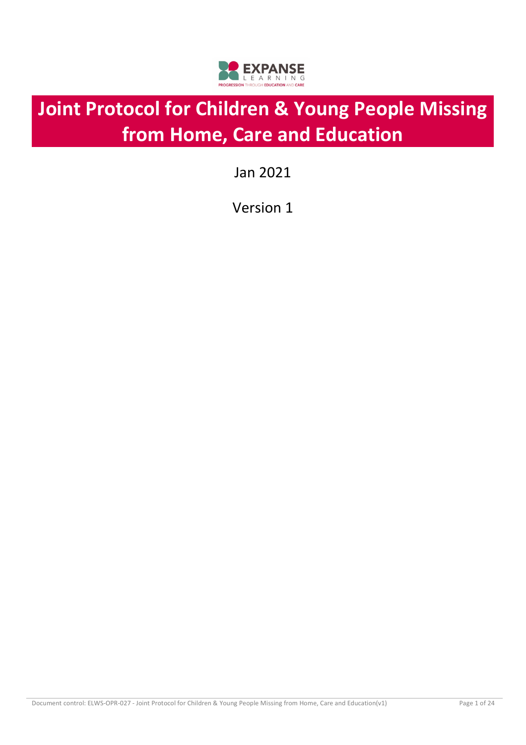# Joint Protocol for Children & Young People Missing from Home, Care and Education

Jan 2021

Version 1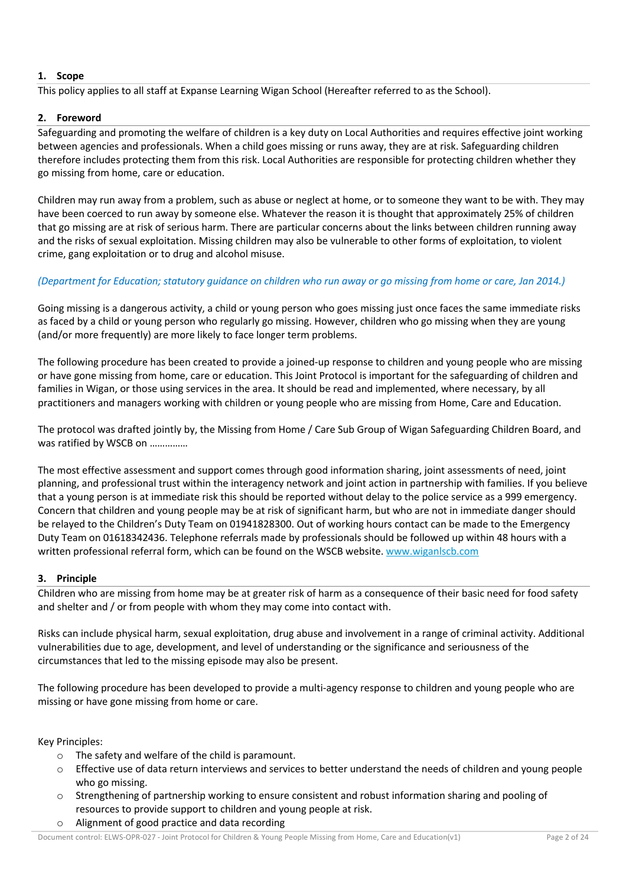## 1. Scope

This policy applies to all staff at Expanse Learning Wigan School (Hereafter referred to as the School).

## 2. Foreword

Safeguarding and promoting the welfare of children is a key duty on Local Authorities and requires effective joint working between agencies and professionals. When a child goes missing or runs away, they are at risk. Safeguarding children therefore includes protecting them from this risk. Local Authorities are responsible for protecting children whether they go missing from home, care or education.

Children may run away from a problem, such as abuse or neglect at home, or to someone they want to be with. They may have been coerced to run away by someone else. Whatever the reason it is thought that approximately 25% of children that go missing are at risk of serious harm. There are particular concerns about the links between children running away and the risks of sexual exploitation. Missing children may also be vulnerable to other forms of exploitation, to violent crime, gang exploitation or to drug and alcohol misuse.

*(Department for Education; statutory guidance on children who run away or go missing from home or care, Jan 2014.)*

Going missing is a dangerous activity, a child or young person who goes missing just once faces the same immediate risks as faced by a child or young person who regularly go missing. However, children who go missing when they are young (and/or more frequently) are more likely to face longer term problems.

The following procedure has been created to provide a joined-up response to children and young people who are missing or have gone missing from home, care or education. This Joint Protocol is important for the safeguarding of children and families in Wigan, or those using services in the area. It should be read and implemented, where necessary, by all practitioners and managers working with children or young people who are missing from Home, Care and Education.

The protocol was drafted jointly by, the Missing from Home / Care Sub Group of Wigan Safeguarding Children Board, and was ratified by WSCB on ……………

The most effective assessment and support comes through good information sharing, joint assessments of need, joint planning, and professional trust within the interagency network and joint action in partnership with families. If you believe that a young person is at immediate risk this should be reported without delay to the police service as a 999 emergency. Concern that children and young people may be at risk of significant harm, but who are not in immediate danger should be relayed to the Children's Duty Team on 01941828300. Out of working hours contact can be made to the Emergency Duty Team on 01618342436. Telephone referrals made by professionals should be followed up within 48 hours with a written professional referral form, which can be found on the WSCB website. [www.wiganlscb.com](www.wiganlscb.com)

## 3. Principle

Children who are missing from home may be at greater risk of harm as a consequence of their basic need for food safety and shelter and / or from people with whom they may come into contact with.

Risks can include physical harm, sexual exploitation, drug abuse and involvement in a range of criminal activity. Additional vulnerabilities due to age, development, and level of understanding or the significance and seriousness of the circumstances that led to the missing episode may also be present.

The following procedure has been developed to provide a multi-agency response to children and young people who are missing or have gone missing from home or care.

Key Principles:

- The safety and welfare of the child is paramount.
- Effective use of data return interviews and services to better understand the needs of children and young people who go missing.
- Strengthening of partnership working to ensure consistent and robust information sharing and pooling of resources to provide support to children and young people at risk.
- Alignment of good practice and data recording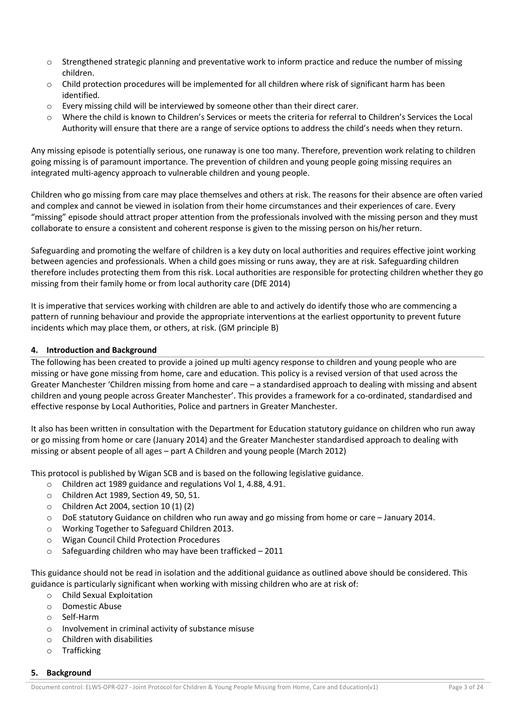- Strengthened strategic planning and preventative work to inform practice and reduce the number of missing children.
- Child protection procedures will be implemented for all children where risk of significant harm has been identified.
- Every missing child will be interviewed by someone other than their direct carer.
- Where the child is known to Children's Services or meets the criteria for referral to Children's Services the Local Authority will ensure that there are a range of service options to address the child's needs when they return.

Any missing episode is potentially serious, one runaway is one too many. Therefore, prevention work relating to children going missing is of paramount importance. The prevention of children and young people going missing requires an integrated multi-agency approach to vulnerable children and young people.

Children who go missing from care may place themselves and others at risk. The reasons for their absence are often varied and complex and cannot be viewed in isolation from their home circumstances and their experiences of care. Every "missing" episode should attract proper attention from the professionals involved with the missing person and they must collaborate to ensure a consistent and coherent response is given to the missing person on his/her return.

Safeguarding and promoting the welfare of children is a key duty on local authorities and requires effective joint working between agencies and professionals. When a child goes missing or runs away, they are at risk. Safeguarding children therefore includes protecting them from this risk. Local authorities are responsible for protecting children whether they go missing from their family home or from local authority care (DfE 2014)

It is imperative that services working with children are able to and actively do identify those who are commencing a pattern of running behaviour and provide the appropriate interventions at the earliest opportunity to prevent future incidents which may place them, or others, at risk. (GM principle B)

## 4. Introduction and Background

The following has been created to provide a joined up multi agency response to children and young people who are missing or have gone missing from home, care and education. This policy is a revised version of that used across the Greater Manchester 'Children missing from home and care – a standardised approach to dealing with missing and absent children and young people across Greater Manchester'. This provides a framework for a co-ordinated, standardised and effective response by Local Authorities, Police and partners in Greater Manchester.

It also has been written in consultation with the Department for Education statutory guidance on children who run away or go missing from home or care (January 2014) and the Greater Manchester standardised approach to dealing with missing or absent people of all ages – part A Children and young people (March 2012)

This protocol is published by Wigan SCB and is based on the following legislative guidance.

- Children act 1989 guidance and regulations Vol 1, 4.88, 4.91.
- Children Act 1989, Section 49, 50, 51.
- Children Act 2004, section 10 (1) (2)
- DoE statutory Guidance on children who run away and go missing from home or care – January 2014.
- Working Together to Safeguard Children 2013.
- Wigan Council Child Protection Procedures
- Safeguarding children who may have been trafficked – 2011

This guidance should not be read in isolation and the additional guidance as outlined above should be considered. This guidance is particularly significant when working with missing children who are at risk of:

- Child Sexual Exploitation
- Domestic Abuse
- Self-Harm
- Involvement in criminal activity of substance misuse
- Children with disabilities
- Trafficking

## 5. Background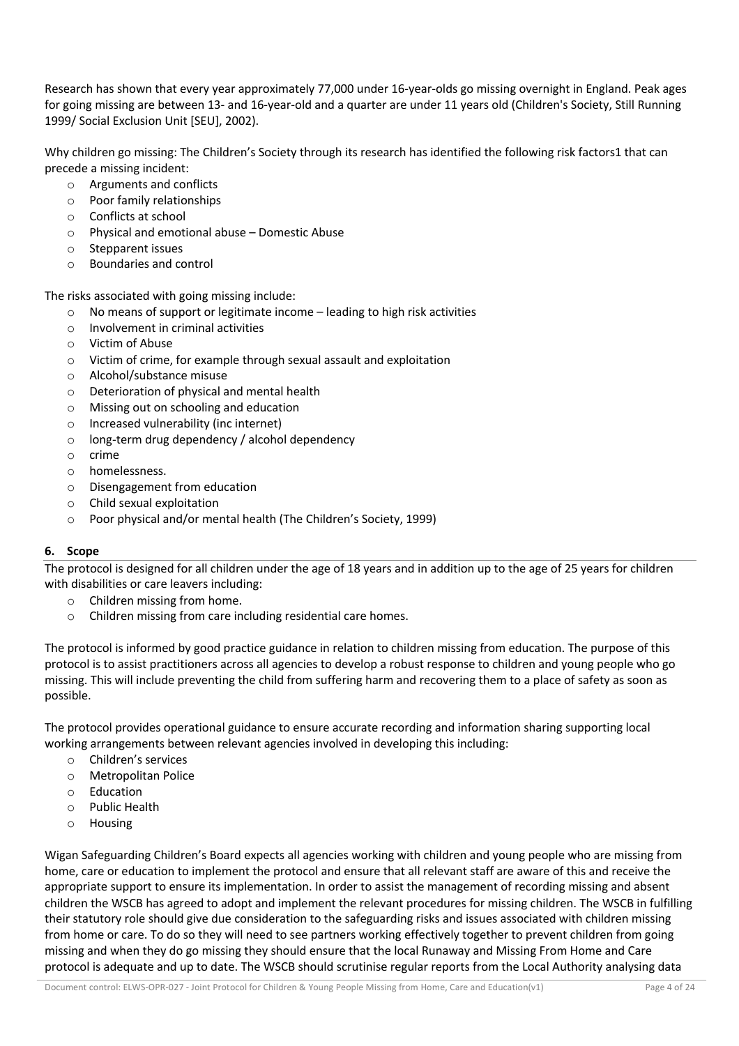Research has shown that every year approximately 77,000 under 16-year-olds go missing overnight in England. Peak ages for going missing are between 13- and 16-year-old and a quarter are under 11 years old (Children's Society, Still Running 1999/ Social Exclusion Unit [SEU], 2002).

Why children go missing: The Children's Society through its research has identified the following risk factors1 that can precede a missing incident:

- Arguments and conflicts
- Poor family relationships
- Conflicts at school
- Physical and emotional abuse – Domestic Abuse
- Stepparent issues
- Boundaries and control

The risks associated with going missing include:

- No means of support or legitimate income – leading to high risk activities
- Involvement in criminal activities
- Victim of Abuse
- Victim of crime, for example through sexual assault and exploitation
- Alcohol/substance misuse
- Deterioration of physical and mental health
- Missing out on schooling and education
- Increased vulnerability (inc internet)
- long-term drug dependency / alcohol dependency
- crime
- homelessness.
- Disengagement from education
- Child sexual exploitation
- Poor physical and/or mental health (The Children's Society, 1999)

## 6. Scope

The protocol is designed for all children under the age of 18 years and in addition up to the age of 25 years for children with disabilities or care leavers including:

- Children missing from home.
- Children missing from care including residential care homes.

The protocol is informed by good practice guidance in relation to children missing from education. The purpose of this protocol is to assist practitioners across all agencies to develop a robust response to children and young people who go missing. This will include preventing the child from suffering harm and recovering them to a place of safety as soon as possible.

The protocol provides operational guidance to ensure accurate recording and information sharing supporting local working arrangements between relevant agencies involved in developing this including:

- Children's services
- Metropolitan Police
- Education
- Public Health
- Housing

Wigan Safeguarding Children's Board expects all agencies working with children and young people who are missing from home, care or education to implement the protocol and ensure that all relevant staff are aware of this and receive the appropriate support to ensure its implementation. In order to assist the management of recording missing and absent children the WSCB has agreed to adopt and implement the relevant procedures for missing children. The WSCB in fulfilling their statutory role should give due consideration to the safeguarding risks and issues associated with children missing from home or care. To do so they will need to see partners working effectively together to prevent children from going missing and when they do go missing they should ensure that the local Runaway and Missing From Home and Care protocol is adequate and up to date. The WSCB should scrutinise regular reports from the Local Authority analysing data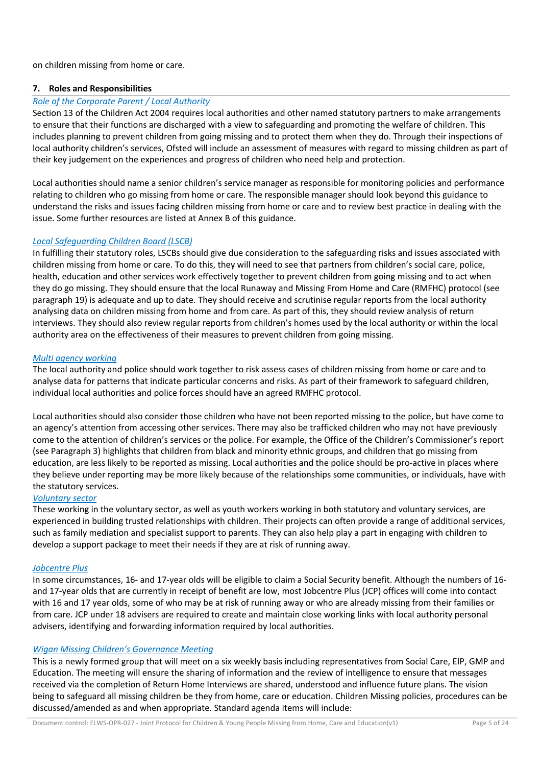on children missing from home or care.

## 7. Roles and Responsibilities

*Role of the Corporate Parent / Local Authority*

Section 13 of the Children Act 2004 requires local authorities and other named statutory partners to make arrangements to ensure that their functions are discharged with a view to safeguarding and promoting the welfare of children. This includes planning to prevent children from going missing and to protect them when they do. Through their inspections of local authority children's services, Ofsted will include an assessment of measures with regard to missing children as part of their key judgement on the experiences and progress of children who need help and protection.

Local authorities should name a senior children's service manager as responsible for monitoring policies and performance relating to children who go missing from home or care. The responsible manager should look beyond this guidance to understand the risks and issues facing children missing from home or care and to review best practice in dealing with the issue. Some further resources are listed at Annex B of this guidance.

*Local Safeguarding Children Board (LSCB)*

In fulfilling their statutory roles, LSCBs should give due consideration to the safeguarding risks and issues associated with children missing from home or care. To do this, they will need to see that partners from children's social care, police, health, education and other services work effectively together to prevent children from going missing and to act when they do go missing. They should ensure that the local Runaway and Missing From Home and Care (RMFHC) protocol (see paragraph 19) is adequate and up to date. They should receive and scrutinise regular reports from the local authority analysing data on children missing from home and from care. As part of this, they should review analysis of return interviews. They should also review regular reports from children's homes used by the local authority or within the local authority area on the effectiveness of their measures to prevent children from going missing.

*Multi agency working*

The local authority and police should work together to risk assess cases of children missing from home or care and to analyse data for patterns that indicate particular concerns and risks. As part of their framework to safeguard children, individual local authorities and police forces should have an agreed RMFHC protocol.

Local authorities should also consider those children who have not been reported missing to the police, but have come to an agency's attention from accessing other services. There may also be trafficked children who may not have previously come to the attention of children's services or the police. For example, the Office of the Children's Commissioner's report (see Paragraph 3) highlights that children from black and minority ethnic groups, and children that go missing from education, are less likely to be reported as missing. Local authorities and the police should be pro-active in places where they believe under reporting may be more likely because of the relationships some communities, or individuals, have with the statutory services.

*Voluntary sector*

These working in the voluntary sector, as well as youth workers working in both statutory and voluntary services, are experienced in building trusted relationships with children. Their projects can often provide a range of additional services, such as family mediation and specialist support to parents. They can also help play a part in engaging with children to develop a support package to meet their needs if they are at risk of running away.

*Jobcentre Plus*

In some circumstances, 16- and 17-year olds will be eligible to claim a Social Security benefit. Although the numbers of 16- and 17-year olds that are currently in receipt of benefit are low, most Jobcentre Plus (JCP) offices will come into contact with 16 and 17 year olds, some of who may be at risk of running away or who are already missing from their families or from care. JCP under 18 advisers are required to create and maintain close working links with local authority personal advisers, identifying and forwarding information required by local authorities.

*Wigan Missing Children's Governance Meeting*

This is a newly formed group that will meet on a six weekly basis including representatives from Social Care, EIP, GMP and Education. The meeting will ensure the sharing of information and the review of intelligence to ensure that messages received via the completion of Return Home Interviews are shared, understood and influence future plans. The vision being to safeguard all missing children be they from home, care or education. Children Missing policies, procedures can be discussed/amended as and when appropriate. Standard agenda items will include: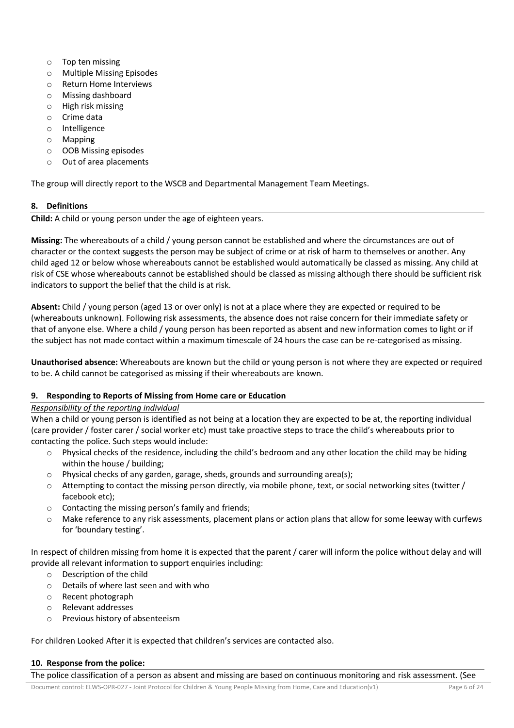- Top ten missing
- Multiple Missing Episodes
- Return Home Interviews
- Missing dashboard
- High risk missing
- Crime data
- Intelligence
- Mapping
- OOB Missing episodes
- Out of area placements

The group will directly report to the WSCB and Departmental Management Team Meetings.

## 8. Definitions

**Child:** A child or young person under the age of eighteen years.

**Missing:** The whereabouts of a child / young person cannot be established and where the circumstances are out of character or the context suggests the person may be subject of crime or at risk of harm to themselves or another. Any child aged 12 or below whose whereabouts cannot be established would automatically be classed as missing. Any child at risk of CSE whose whereabouts cannot be established should be classed as missing although there should be sufficient risk indicators to support the belief that the child is at risk.

**Absent:** Child / young person (aged 13 or over only) is not at a place where they are expected or required to be (whereabouts unknown). Following risk assessments, the absence does not raise concern for their immediate safety or that of anyone else. Where a child / young person has been reported as absent and new information comes to light or if the subject has not made contact within a maximum timescale of 24 hours the case can be re-categorised as missing.

**Unauthorised absence:** Whereabouts are known but the child or young person is not where they are expected or required to be. A child cannot be categorised as missing if their whereabouts are known.

## 9. Responding to Reports of Missing from Home care or Education

*Responsibility of the reporting individual*

When a child or young person is identified as not being at a location they are expected to be at, the reporting individual (care provider / foster carer / social worker etc) must take proactive steps to trace the child's whereabouts prior to contacting the police. Such steps would include:

- Physical checks of the residence, including the child's bedroom and any other location the child may be hiding within the house / building;
- Physical checks of any garden, garage, sheds, grounds and surrounding area(s);
- Attempting to contact the missing person directly, via mobile phone, text, or social networking sites (twitter / facebook etc);
- Contacting the missing person's family and friends;
- Make reference to any risk assessments, placement plans or action plans that allow for some leeway with curfews for 'boundary testing'.

In respect of children missing from home it is expected that the parent / carer will inform the police without delay and will provide all relevant information to support enquiries including:

- Description of the child
- Details of where last seen and with who
- Recent photograph
- Relevant addresses
- Previous history of absenteeism

For children Looked After it is expected that children's services are contacted also.

## 10. Response from the police:

The police classification of a person as absent and missing are based on continuous monitoring and risk assessment. (See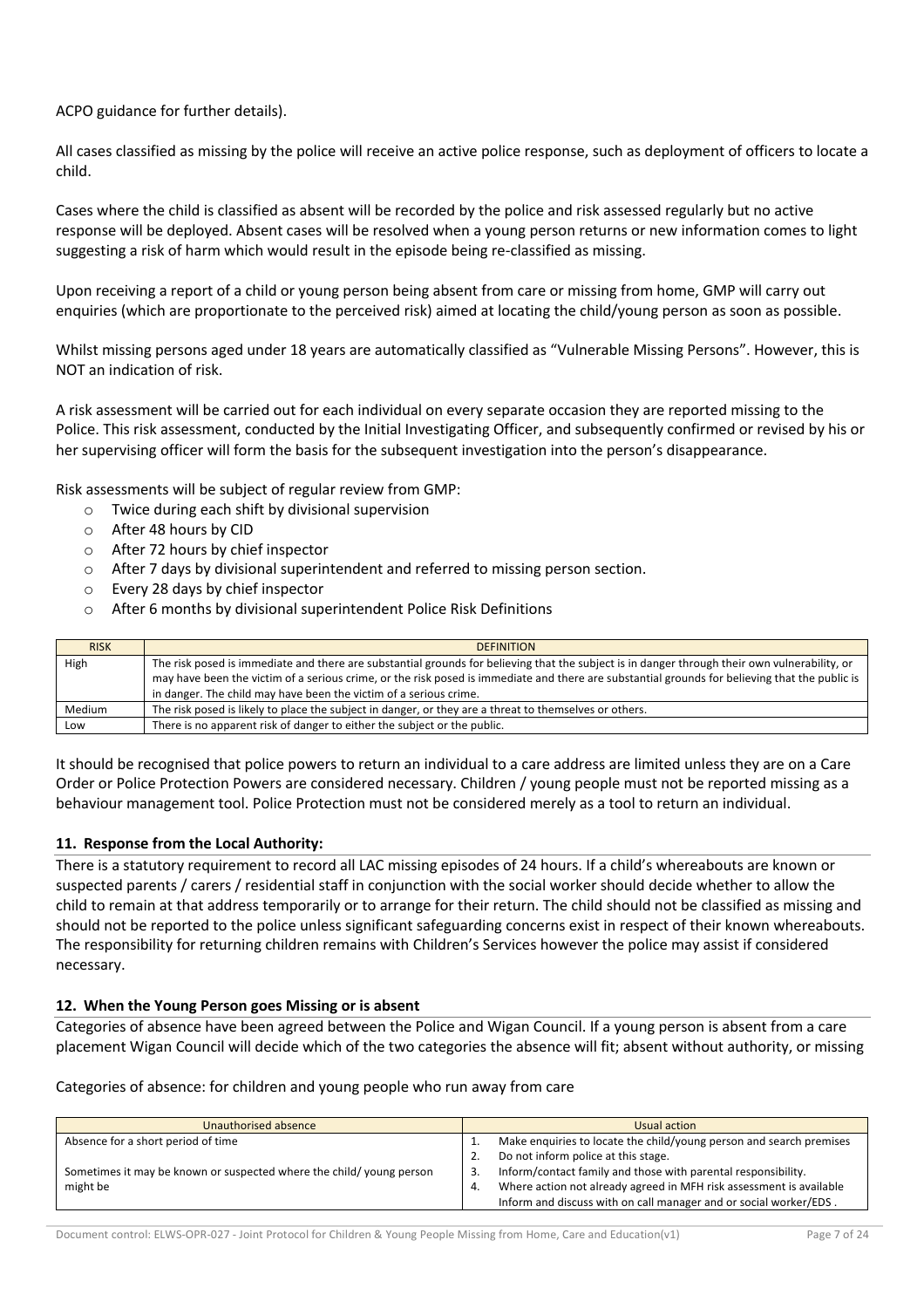ACPO guidance for further details).

All cases classified as missing by the police will receive an active police response, such as deployment of officers to locate a child.

Cases where the child is classified as absent will be recorded by the police and risk assessed regularly but no active response will be deployed. Absent cases will be resolved when a young person returns or new information comes to light suggesting a risk of harm which would result in the episode being re-classified as missing.

Upon receiving a report of a child or young person being absent from care or missing from home, GMP will carry out enquiries (which are proportionate to the perceived risk) aimed at locating the child/young person as soon as possible.

Whilst missing persons aged under 18 years are automatically classified as "Vulnerable Missing Persons". However, this is NOT an indication of risk.

A risk assessment will be carried out for each individual on every separate occasion they are reported missing to the Police. This risk assessment, conducted by the Initial Investigating Officer, and subsequently confirmed or revised by his or her supervising officer will form the basis for the subsequent investigation into the person's disappearance.

Risk assessments will be subject of regular review from GMP:

- Twice during each shift by divisional supervision
- After 48 hours by CID
- After 72 hours by chief inspector
- After 7 days by divisional superintendent and referred to missing person section.
- Every 28 days by chief inspector
- After 6 months by divisional superintendent Police Risk Definitions

| RISK | DEFINITION |
|---|---|
| High | The risk posed is immediate and there are substantial grounds for believing that the subject is in danger through their own vulnerability, or may have been the victim of a serious crime, or the risk posed is immediate and there are substantial grounds for believing that the public is in danger. The child may have been the victim of a serious crime. |
| Medium | The risk posed is likely to place the subject in danger, or they are a threat to themselves or others. |
| Low | There is no apparent risk of danger to either the subject or the public. |

It should be recognised that police powers to return an individual to a care address are limited unless they are on a Care Order or Police Protection Powers are considered necessary. Children / young people must not be reported missing as a behaviour management tool. Police Protection must not be considered merely as a tool to return an individual.

## 11. Response from the Local Authority:

There is a statutory requirement to record all LAC missing episodes of 24 hours. If a child's whereabouts are known or suspected parents / carers / residential staff in conjunction with the social worker should decide whether to allow the child to remain at that address temporarily or to arrange for their return. The child should not be classified as missing and should not be reported to the police unless significant safeguarding concerns exist in respect of their known whereabouts. The responsibility for returning children remains with Children's Services however the police may assist if considered necessary.

## 12. When the Young Person goes Missing or is absent

Categories of absence have been agreed between the Police and Wigan Council. If a young person is absent from a care placement Wigan Council will decide which of the two categories the absence will fit; absent without authority, or missing

Categories of absence: for children and young people who run away from care

| Unauthorised absence | Usual action |
|---|---|
| Absence for a short period of time<br><br>Sometimes it may be known or suspected where the child/ young person might be | 1. Make enquiries to locate the child/young person and search premises<br>2. Do not inform police at this stage.<br>3. Inform/contact family and those with parental responsibility.<br>4. Where action not already agreed in MFH risk assessment is available Inform and discuss with on call manager and or social worker/EDS . |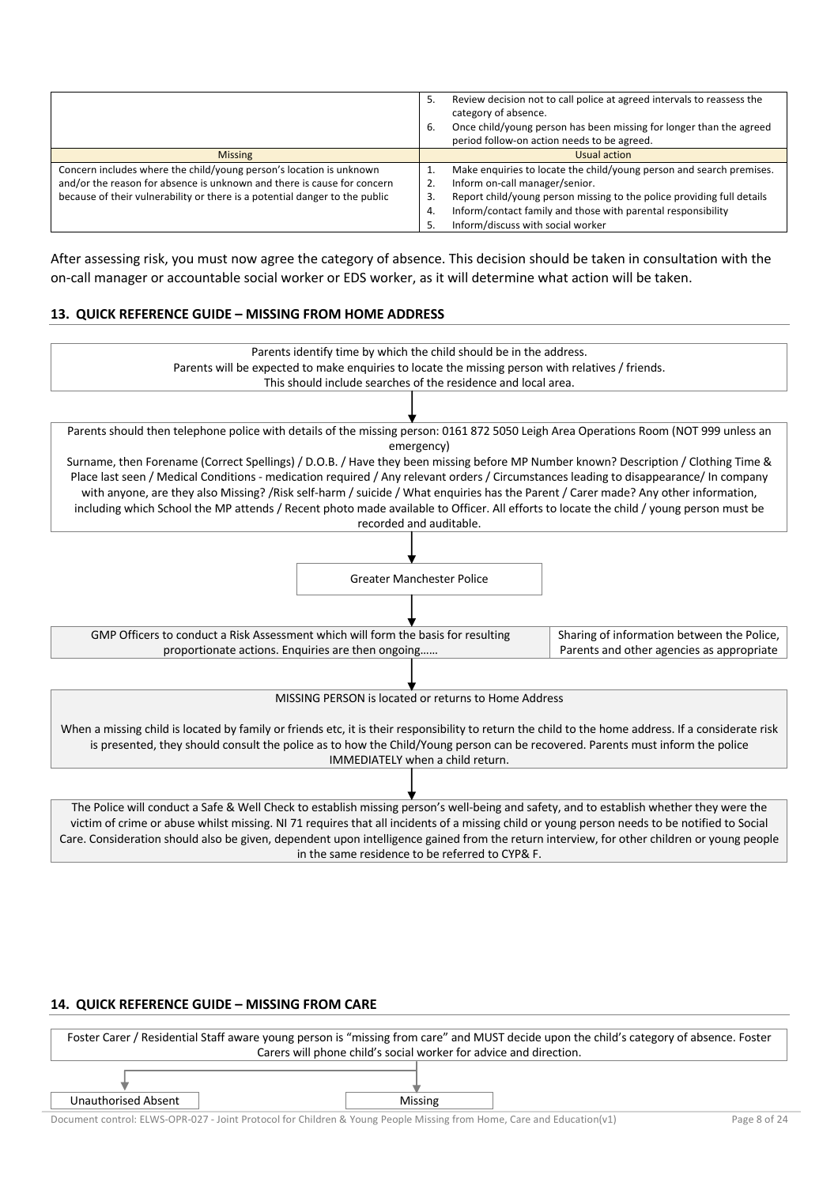| | |
|---|---|
| | 5. Review decision not to call police at agreed intervals to reassess the category of absence.<br>6. Once child/young person has been missing for longer than the agreed period follow-on action needs to be agreed. |
| **Missing** | **Usual action** |
| Concern includes where the child/young person's location is unknown and/or the reason for absence is unknown and there is cause for concern because of their vulnerability or there is a potential danger to the public | 1. Make enquiries to locate the child/young person and search premises.<br>2. Inform on-call manager/senior.<br>3. Report child/young person missing to the police providing full details<br>4. Inform/contact family and those with parental responsibility<br>5. Inform/discuss with social worker |

After assessing risk, you must now agree the category of absence. This decision should be taken in consultation with the on-call manager or accountable social worker or EDS worker, as it will determine what action will be taken.

## 13. QUICK REFERENCE GUIDE – MISSING FROM HOME ADDRESS

Parents identify time by which the child should be in the address.
Parents will be expected to make enquiries to locate the missing person with relatives / friends.
This should include searches of the residence and local area.

↓

Parents should then telephone police with details of the missing person: 0161 872 5050 Leigh Area Operations Room (NOT 999 unless an emergency)
Surname, then Forename (Correct Spellings) / D.O.B. / Have they been missing before MP Number known? Description / Clothing Time & Place last seen / Medical Conditions - medication required / Any relevant orders / Circumstances leading to disappearance/ In company with anyone, are they also Missing? /Risk self-harm / suicide / What enquiries has the Parent / Carer made? Any other information, including which School the MP attends / Recent photo made available to Officer. All efforts to locate the child / young person must be recorded and auditable.

↓

Greater Manchester Police

↓

GMP Officers to conduct a Risk Assessment which will form the basis for resulting proportionate actions. Enquiries are then ongoing……

Sharing of information between the Police, Parents and other agencies as appropriate

↓

MISSING PERSON is located or returns to Home Address

When a missing child is located by family or friends etc, it is their responsibility to return the child to the home address. If a considerate risk is presented, they should consult the police as to how the Child/Young person can be recovered. Parents must inform the police IMMEDIATELY when a child return.

↓

The Police will conduct a Safe & Well Check to establish missing person's well-being and safety, and to establish whether they were the victim of crime or abuse whilst missing. NI 71 requires that all incidents of a missing child or young person needs to be notified to Social Care. Consideration should also be given, dependent upon intelligence gained from the return interview, for other children or young people in the same residence to be referred to CYP& F.

## 14. QUICK REFERENCE GUIDE – MISSING FROM CARE

Foster Carer / Residential Staff aware young person is "missing from care" and MUST decide upon the child's category of absence. Foster Carers will phone child's social worker for advice and direction.

↓

Unauthorised Absent | Missing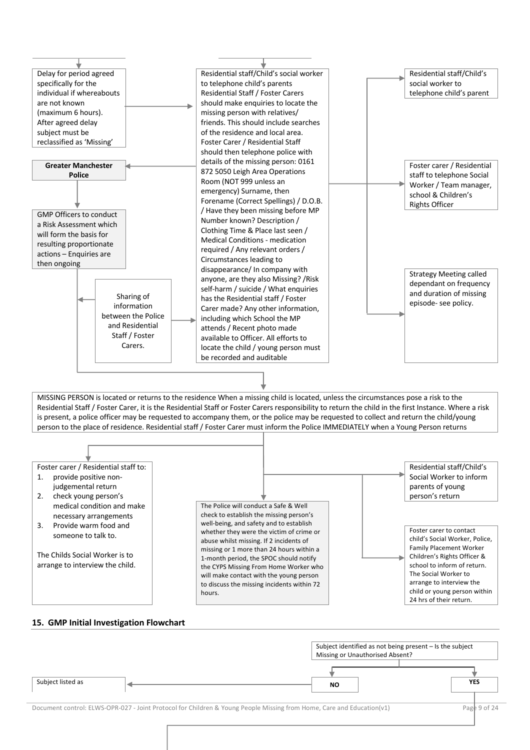Delay for period agreed specifically for the individual if whereabouts are not known (maximum 6 hours). After agreed delay subject must be reclassified as 'Missing'

Residential staff/Child's social worker to telephone child's parents Residential Staff / Foster Carers should make enquiries to locate the missing person with relatives/ friends. This should include searches of the residence and local area. Foster Carer / Residential Staff should then telephone police with details of the missing person: 0161 872 5050 Leigh Area Operations Room (NOT 999 unless an emergency) Surname, then Forename (Correct Spellings) / D.O.B. / Have they been missing before MP Number known? Description / Clothing Time & Place last seen / Medical Conditions - medication required / Any relevant orders / Circumstances leading to disappearance/ In company with anyone, are they also Missing? /Risk self-harm / suicide / What enquiries has the Residential staff / Foster Carer made? Any other information, including which School the MP attends / Recent photo made available to Officer. All efforts to locate the child / young person must be recorded and auditable

Residential staff/Child's social worker to telephone child's parent

Foster carer / Residential staff to telephone Social Worker / Team manager, school & Children's Rights Officer

Strategy Meeting called dependant on frequency and duration of missing episode- see policy.

**Greater Manchester Police**

GMP Officers to conduct a Risk Assessment which will form the basis for resulting proportionate actions – Enquiries are then ongoing

Sharing of information between the Police and Residential Staff / Foster Carers.

MISSING PERSON is located or returns to the residence When a missing child is located, unless the circumstances pose a risk to the Residential Staff / Foster Carer, it is the Residential Staff or Foster Carers responsibility to return the child in the first Instance. Where a risk is present, a police officer may be requested to accompany them, or the police may be requested to collect and return the child/young person to the place of residence. Residential staff / Foster Carer must inform the Police IMMEDIATELY when a Young Person returns

Foster carer / Residential staff to:

1. provide positive non-judgemental return
2. check young person's medical condition and make necessary arrangements
3. Provide warm food and someone to talk to.

The Childs Social Worker is to arrange to interview the child.

The Police will conduct a Safe & Well check to establish the missing person's well-being, and safety and to establish whether they were the victim of crime or abuse whilst missing. If 2 incidents of missing or 1 more than 24 hours within a 1-month period, the SPOC should notify the CYPS Missing From Home Worker who will make contact with the young person to discuss the missing incidents within 72 hours.

Residential staff/Child's Social Worker to inform parents of young person's return

Foster carer to contact child's Social Worker, Police, Family Placement Worker Children's Rights Officer & school to inform of return. The Social Worker to arrange to interview the child or young person within 24 hrs of their return.

## 15. GMP Initial Investigation Flowchart

Subject identified as not being present – Is the subject Missing or Unauthorised Absent?

**NO**

**YES**

Subject listed as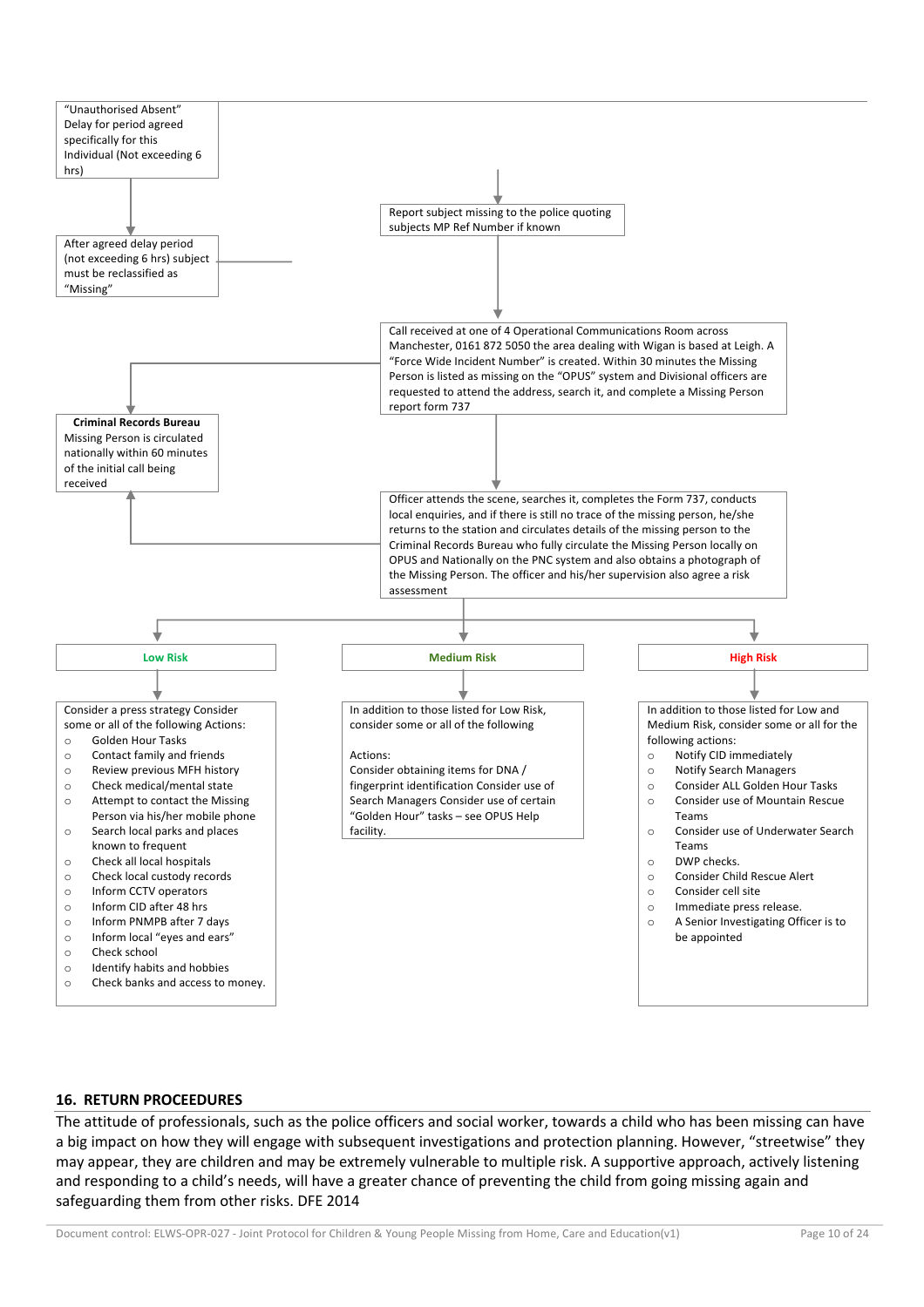"Unauthorised Absent" Delay for period agreed specifically for this Individual (Not exceeding 6 hrs)

After agreed delay period (not exceeding 6 hrs) subject must be reclassified as "Missing"

Report subject missing to the police quoting subjects MP Ref Number if known

Call received at one of 4 Operational Communications Room across Manchester, 0161 872 5050 the area dealing with Wigan is based at Leigh. A "Force Wide Incident Number" is created. Within 30 minutes the Missing Person is listed as missing on the "OPUS" system and Divisional officers are requested to attend the address, search it, and complete a Missing Person report form 737

**Criminal Records Bureau** Missing Person is circulated nationally within 60 minutes of the initial call being received

Officer attends the scene, searches it, completes the Form 737, conducts local enquiries, and if there is still no trace of the missing person, he/she returns to the station and circulates details of the missing person to the Criminal Records Bureau who fully circulate the Missing Person locally on OPUS and Nationally on the PNC system and also obtains a photograph of the Missing Person. The officer and his/her supervision also agree a risk assessment

**Low Risk**

Consider a press strategy Consider some or all of the following Actions:

- Golden Hour Tasks
- Contact family and friends
- Review previous MFH history
- Check medical/mental state
- Attempt to contact the Missing Person via his/her mobile phone
- Search local parks and places known to frequent
- Check all local hospitals
- Check local custody records
- Inform CCTV operators
- Inform CID after 48 hrs
- Inform PNMPB after 7 days
- Inform local "eyes and ears"
- Check school
- Identify habits and hobbies
- Check banks and access to money.

**Medium Risk**

In addition to those listed for Low Risk, consider some or all of the following

Actions:
Consider obtaining items for DNA / fingerprint identification Consider use of Search Managers Consider use of certain "Golden Hour" tasks – see OPUS Help facility.

**High Risk**

In addition to those listed for Low and Medium Risk, consider some or all for the following actions:

- Notify CID immediately
- Notify Search Managers
- Consider ALL Golden Hour Tasks
- Consider use of Mountain Rescue Teams
- Consider use of Underwater Search Teams
- DWP checks.
- Consider Child Rescue Alert
- Consider cell site
- Immediate press release.
- A Senior Investigating Officer is to be appointed

## 16. RETURN PROCEEDURES

The attitude of professionals, such as the police officers and social worker, towards a child who has been missing can have a big impact on how they will engage with subsequent investigations and protection planning. However, "streetwise" they may appear, they are children and may be extremely vulnerable to multiple risk. A supportive approach, actively listening and responding to a child's needs, will have a greater chance of preventing the child from going missing again and safeguarding them from other risks. DFE 2014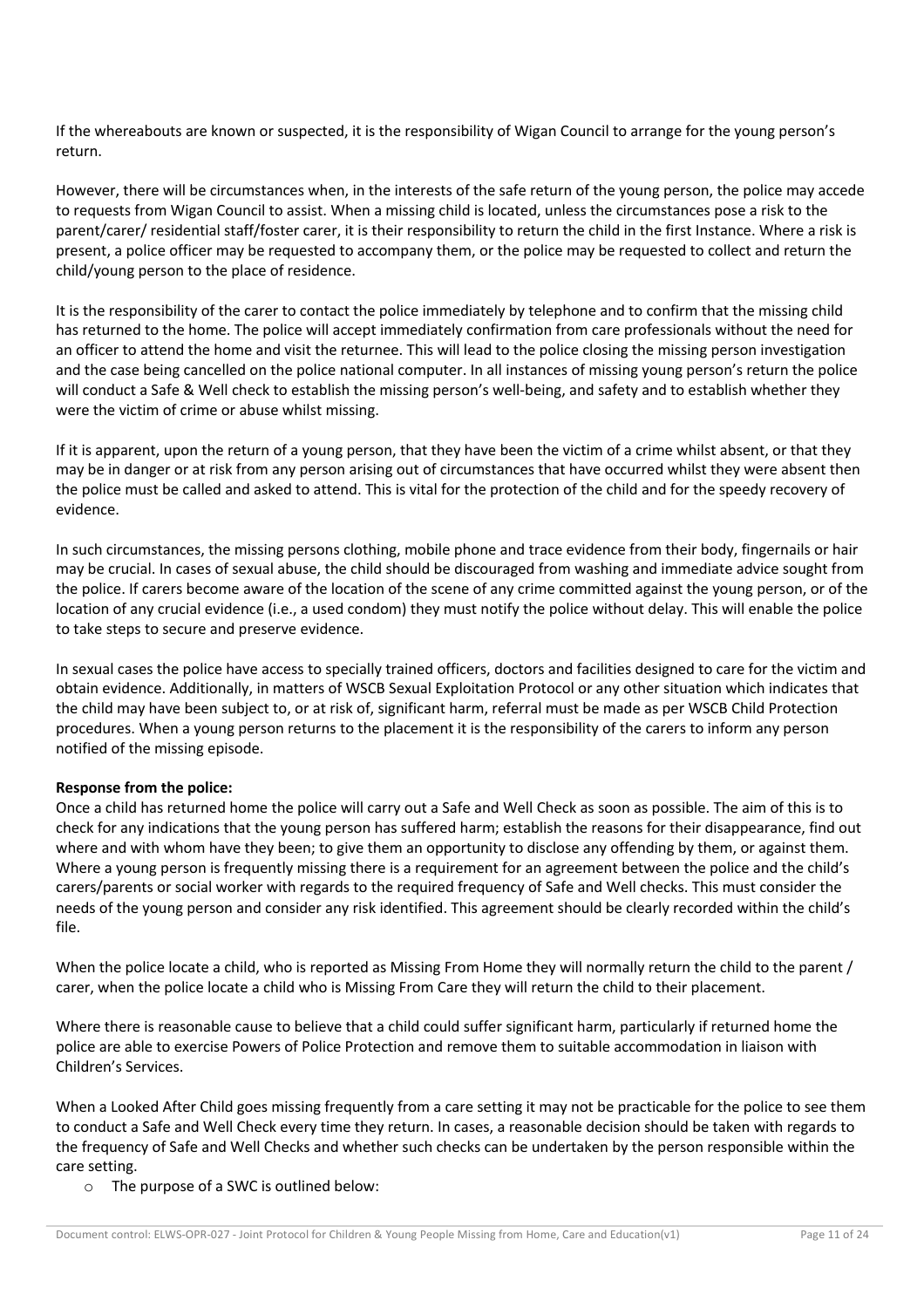If the whereabouts are known or suspected, it is the responsibility of Wigan Council to arrange for the young person's return.

However, there will be circumstances when, in the interests of the safe return of the young person, the police may accede to requests from Wigan Council to assist. When a missing child is located, unless the circumstances pose a risk to the parent/carer/ residential staff/foster carer, it is their responsibility to return the child in the first Instance. Where a risk is present, a police officer may be requested to accompany them, or the police may be requested to collect and return the child/young person to the place of residence.

It is the responsibility of the carer to contact the police immediately by telephone and to confirm that the missing child has returned to the home. The police will accept immediately confirmation from care professionals without the need for an officer to attend the home and visit the returnee. This will lead to the police closing the missing person investigation and the case being cancelled on the police national computer. In all instances of missing young person's return the police will conduct a Safe & Well check to establish the missing person's well-being, and safety and to establish whether they were the victim of crime or abuse whilst missing.

If it is apparent, upon the return of a young person, that they have been the victim of a crime whilst absent, or that they may be in danger or at risk from any person arising out of circumstances that have occurred whilst they were absent then the police must be called and asked to attend. This is vital for the protection of the child and for the speedy recovery of evidence.

In such circumstances, the missing persons clothing, mobile phone and trace evidence from their body, fingernails or hair may be crucial. In cases of sexual abuse, the child should be discouraged from washing and immediate advice sought from the police. If carers become aware of the location of the scene of any crime committed against the young person, or of the location of any crucial evidence (i.e., a used condom) they must notify the police without delay. This will enable the police to take steps to secure and preserve evidence.

In sexual cases the police have access to specially trained officers, doctors and facilities designed to care for the victim and obtain evidence. Additionally, in matters of WSCB Sexual Exploitation Protocol or any other situation which indicates that the child may have been subject to, or at risk of, significant harm, referral must be made as per WSCB Child Protection procedures. When a young person returns to the placement it is the responsibility of the carers to inform any person notified of the missing episode.

**Response from the police:**
Once a child has returned home the police will carry out a Safe and Well Check as soon as possible. The aim of this is to check for any indications that the young person has suffered harm; establish the reasons for their disappearance, find out where and with whom have they been; to give them an opportunity to disclose any offending by them, or against them. Where a young person is frequently missing there is a requirement for an agreement between the police and the child's carers/parents or social worker with regards to the required frequency of Safe and Well checks. This must consider the needs of the young person and consider any risk identified. This agreement should be clearly recorded within the child's file.

When the police locate a child, who is reported as Missing From Home they will normally return the child to the parent / carer, when the police locate a child who is Missing From Care they will return the child to their placement.

Where there is reasonable cause to believe that a child could suffer significant harm, particularly if returned home the police are able to exercise Powers of Police Protection and remove them to suitable accommodation in liaison with Children's Services.

When a Looked After Child goes missing frequently from a care setting it may not be practicable for the police to see them to conduct a Safe and Well Check every time they return. In cases, a reasonable decision should be taken with regards to the frequency of Safe and Well Checks and whether such checks can be undertaken by the person responsible within the care setting.

- The purpose of a SWC is outlined below: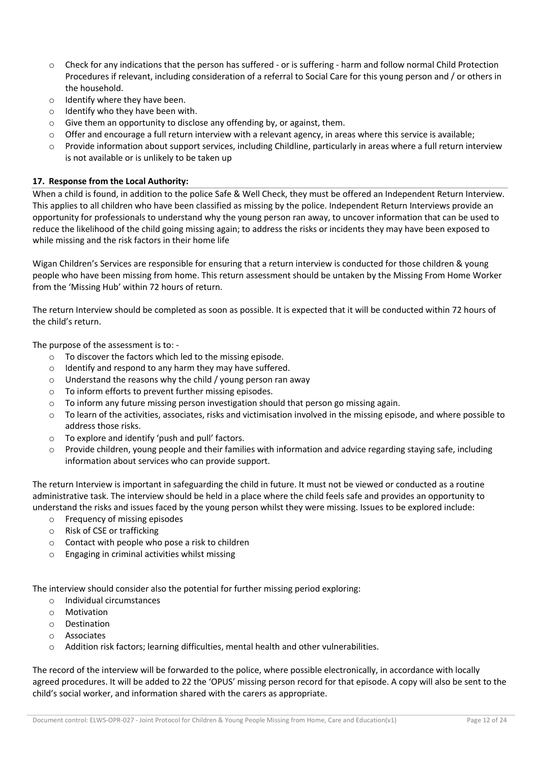- Check for any indications that the person has suffered - or is suffering - harm and follow normal Child Protection Procedures if relevant, including consideration of a referral to Social Care for this young person and / or others in the household.
- Identify where they have been.
- Identify who they have been with.
- Give them an opportunity to disclose any offending by, or against, them.
- Offer and encourage a full return interview with a relevant agency, in areas where this service is available;
- Provide information about support services, including Childline, particularly in areas where a full return interview is not available or is unlikely to be taken up

### 17. Response from the Local Authority:

When a child is found, in addition to the police Safe & Well Check, they must be offered an Independent Return Interview. This applies to all children who have been classified as missing by the police. Independent Return Interviews provide an opportunity for professionals to understand why the young person ran away, to uncover information that can be used to reduce the likelihood of the child going missing again; to address the risks or incidents they may have been exposed to while missing and the risk factors in their home life

Wigan Children's Services are responsible for ensuring that a return interview is conducted for those children & young people who have been missing from home. This return assessment should be untaken by the Missing From Home Worker from the 'Missing Hub' within 72 hours of return.

The return Interview should be completed as soon as possible. It is expected that it will be conducted within 72 hours of the child's return.

The purpose of the assessment is to: -

- To discover the factors which led to the missing episode.
- Identify and respond to any harm they may have suffered.
- Understand the reasons why the child / young person ran away
- To inform efforts to prevent further missing episodes.
- To inform any future missing person investigation should that person go missing again.
- To learn of the activities, associates, risks and victimisation involved in the missing episode, and where possible to address those risks.
- To explore and identify 'push and pull' factors.
- Provide children, young people and their families with information and advice regarding staying safe, including information about services who can provide support.

The return Interview is important in safeguarding the child in future. It must not be viewed or conducted as a routine administrative task. The interview should be held in a place where the child feels safe and provides an opportunity to understand the risks and issues faced by the young person whilst they were missing. Issues to be explored include:

- Frequency of missing episodes
- Risk of CSE or trafficking
- Contact with people who pose a risk to children
- Engaging in criminal activities whilst missing

The interview should consider also the potential for further missing period exploring:

- Individual circumstances
- Motivation
- Destination
- Associates
- Addition risk factors; learning difficulties, mental health and other vulnerabilities.

The record of the interview will be forwarded to the police, where possible electronically, in accordance with locally agreed procedures. It will be added to 22 the 'OPUS' missing person record for that episode. A copy will also be sent to the child's social worker, and information shared with the carers as appropriate.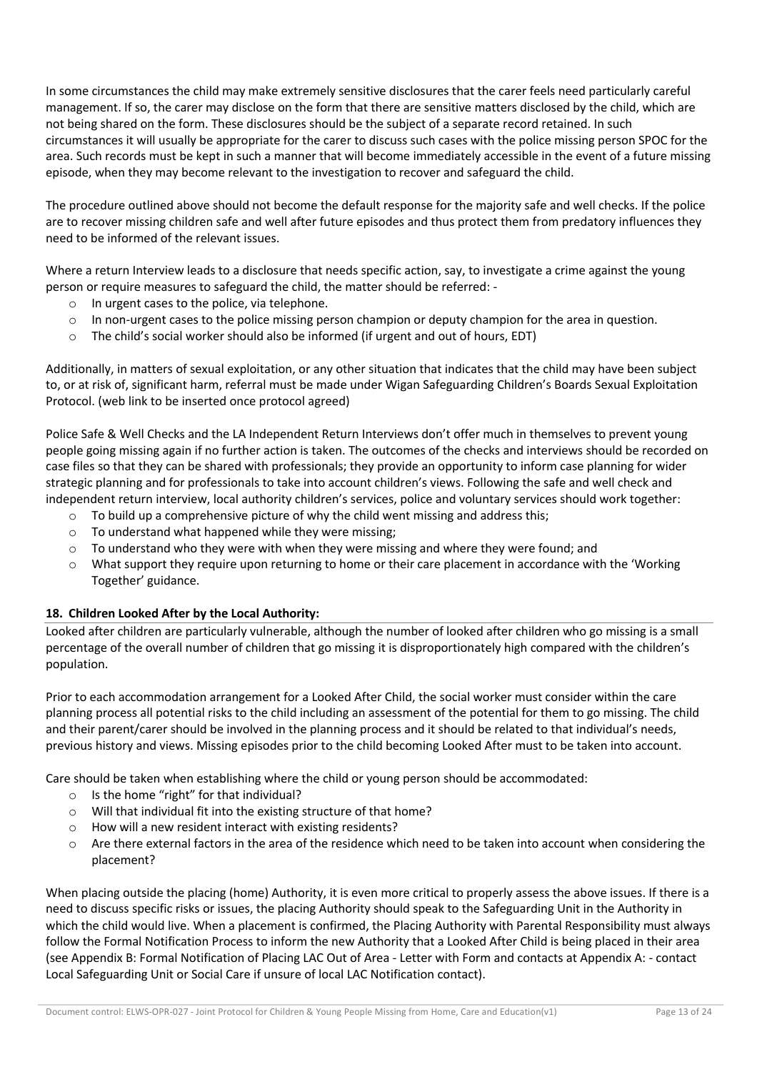In some circumstances the child may make extremely sensitive disclosures that the carer feels need particularly careful management. If so, the carer may disclose on the form that there are sensitive matters disclosed by the child, which are not being shared on the form. These disclosures should be the subject of a separate record retained. In such circumstances it will usually be appropriate for the carer to discuss such cases with the police missing person SPOC for the area. Such records must be kept in such a manner that will become immediately accessible in the event of a future missing episode, when they may become relevant to the investigation to recover and safeguard the child.

The procedure outlined above should not become the default response for the majority safe and well checks. If the police are to recover missing children safe and well after future episodes and thus protect them from predatory influences they need to be informed of the relevant issues.

Where a return Interview leads to a disclosure that needs specific action, say, to investigate a crime against the young person or require measures to safeguard the child, the matter should be referred: -

- In urgent cases to the police, via telephone.
- In non-urgent cases to the police missing person champion or deputy champion for the area in question.
- The child's social worker should also be informed (if urgent and out of hours, EDT)

Additionally, in matters of sexual exploitation, or any other situation that indicates that the child may have been subject to, or at risk of, significant harm, referral must be made under Wigan Safeguarding Children's Boards Sexual Exploitation Protocol. (web link to be inserted once protocol agreed)

Police Safe & Well Checks and the LA Independent Return Interviews don't offer much in themselves to prevent young people going missing again if no further action is taken. The outcomes of the checks and interviews should be recorded on case files so that they can be shared with professionals; they provide an opportunity to inform case planning for wider strategic planning and for professionals to take into account children's views. Following the safe and well check and independent return interview, local authority children's services, police and voluntary services should work together:

- To build up a comprehensive picture of why the child went missing and address this;
- To understand what happened while they were missing;
- To understand who they were with when they were missing and where they were found; and
- What support they require upon returning to home or their care placement in accordance with the 'Working Together' guidance.

## 18. Children Looked After by the Local Authority:

Looked after children are particularly vulnerable, although the number of looked after children who go missing is a small percentage of the overall number of children that go missing it is disproportionately high compared with the children's population.

Prior to each accommodation arrangement for a Looked After Child, the social worker must consider within the care planning process all potential risks to the child including an assessment of the potential for them to go missing. The child and their parent/carer should be involved in the planning process and it should be related to that individual's needs, previous history and views. Missing episodes prior to the child becoming Looked After must to be taken into account.

Care should be taken when establishing where the child or young person should be accommodated:

- Is the home "right" for that individual?
- Will that individual fit into the existing structure of that home?
- How will a new resident interact with existing residents?
- Are there external factors in the area of the residence which need to be taken into account when considering the placement?

When placing outside the placing (home) Authority, it is even more critical to properly assess the above issues. If there is a need to discuss specific risks or issues, the placing Authority should speak to the Safeguarding Unit in the Authority in which the child would live. When a placement is confirmed, the Placing Authority with Parental Responsibility must always follow the Formal Notification Process to inform the new Authority that a Looked After Child is being placed in their area (see Appendix B: Formal Notification of Placing LAC Out of Area - Letter with Form and contacts at Appendix A: - contact Local Safeguarding Unit or Social Care if unsure of local LAC Notification contact).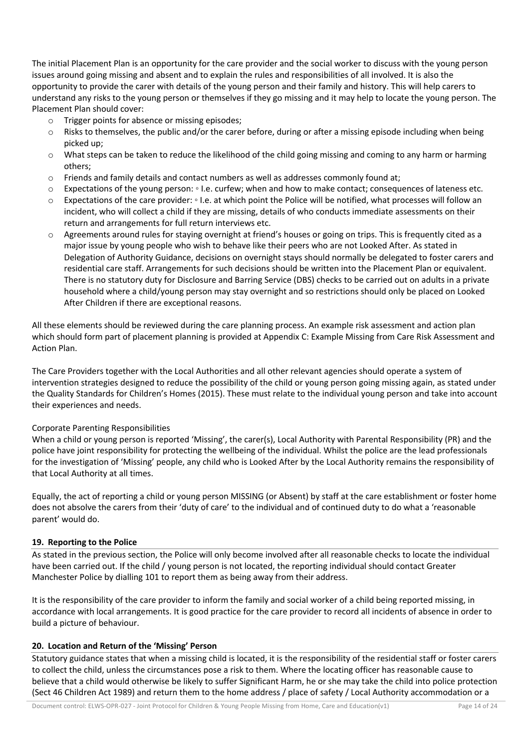The initial Placement Plan is an opportunity for the care provider and the social worker to discuss with the young person issues around going missing and absent and to explain the rules and responsibilities of all involved. It is also the opportunity to provide the carer with details of the young person and their family and history. This will help carers to understand any risks to the young person or themselves if they go missing and it may help to locate the young person. The Placement Plan should cover:

- Trigger points for absence or missing episodes;
- Risks to themselves, the public and/or the carer before, during or after a missing episode including when being picked up;
- What steps can be taken to reduce the likelihood of the child going missing and coming to any harm or harming others;
- Friends and family details and contact numbers as well as addresses commonly found at;
- Expectations of the young person: ◦ I.e. curfew; when and how to make contact; consequences of lateness etc.
- Expectations of the care provider: ◦ I.e. at which point the Police will be notified, what processes will follow an incident, who will collect a child if they are missing, details of who conducts immediate assessments on their return and arrangements for full return interviews etc.
- Agreements around rules for staying overnight at friend's houses or going on trips. This is frequently cited as a major issue by young people who wish to behave like their peers who are not Looked After. As stated in Delegation of Authority Guidance, decisions on overnight stays should normally be delegated to foster carers and residential care staff. Arrangements for such decisions should be written into the Placement Plan or equivalent. There is no statutory duty for Disclosure and Barring Service (DBS) checks to be carried out on adults in a private household where a child/young person may stay overnight and so restrictions should only be placed on Looked After Children if there are exceptional reasons.

All these elements should be reviewed during the care planning process. An example risk assessment and action plan which should form part of placement planning is provided at Appendix C: Example Missing from Care Risk Assessment and Action Plan.

The Care Providers together with the Local Authorities and all other relevant agencies should operate a system of intervention strategies designed to reduce the possibility of the child or young person going missing again, as stated under the Quality Standards for Children's Homes (2015). These must relate to the individual young person and take into account their experiences and needs.

Corporate Parenting Responsibilities

When a child or young person is reported 'Missing', the carer(s), Local Authority with Parental Responsibility (PR) and the police have joint responsibility for protecting the wellbeing of the individual. Whilst the police are the lead professionals for the investigation of 'Missing' people, any child who is Looked After by the Local Authority remains the responsibility of that Local Authority at all times.

Equally, the act of reporting a child or young person MISSING (or Absent) by staff at the care establishment or foster home does not absolve the carers from their 'duty of care' to the individual and of continued duty to do what a 'reasonable parent' would do.

## 19. Reporting to the Police

As stated in the previous section, the Police will only become involved after all reasonable checks to locate the individual have been carried out. If the child / young person is not located, the reporting individual should contact Greater Manchester Police by dialling 101 to report them as being away from their address.

It is the responsibility of the care provider to inform the family and social worker of a child being reported missing, in accordance with local arrangements. It is good practice for the care provider to record all incidents of absence in order to build a picture of behaviour.

## 20. Location and Return of the 'Missing' Person

Statutory guidance states that when a missing child is located, it is the responsibility of the residential staff or foster carers to collect the child, unless the circumstances pose a risk to them. Where the locating officer has reasonable cause to believe that a child would otherwise be likely to suffer Significant Harm, he or she may take the child into police protection (Sect 46 Children Act 1989) and return them to the home address / place of safety / Local Authority accommodation or a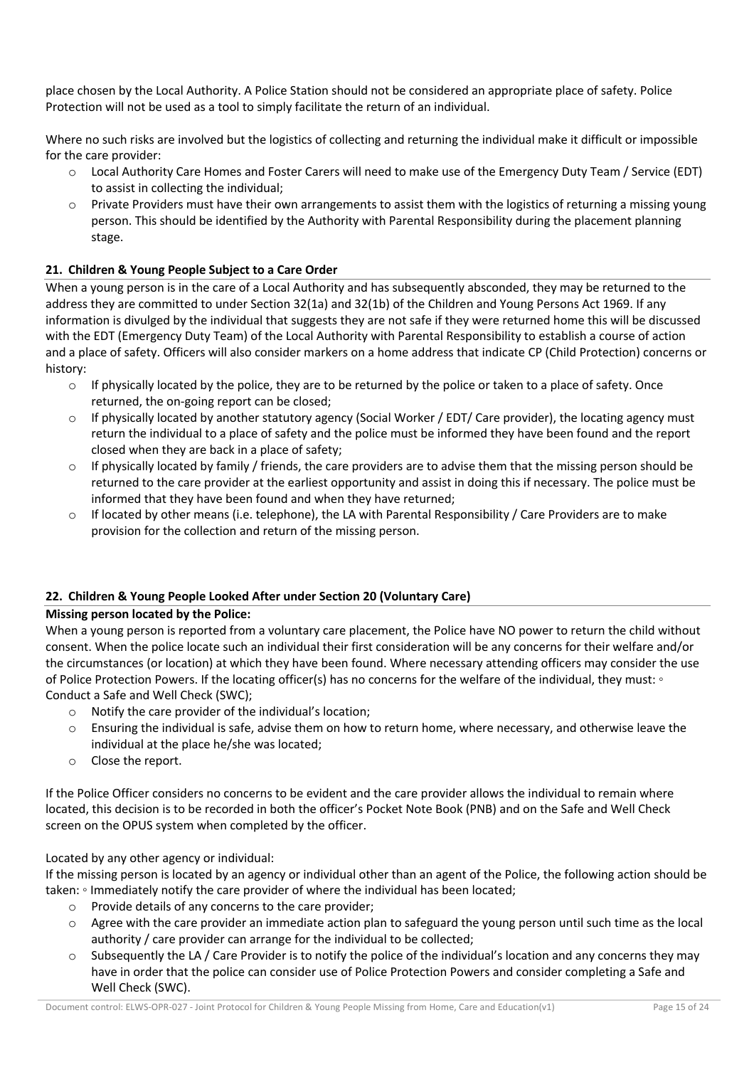place chosen by the Local Authority. A Police Station should not be considered an appropriate place of safety. Police Protection will not be used as a tool to simply facilitate the return of an individual.

Where no such risks are involved but the logistics of collecting and returning the individual make it difficult or impossible for the care provider:

- Local Authority Care Homes and Foster Carers will need to make use of the Emergency Duty Team / Service (EDT) to assist in collecting the individual;
- Private Providers must have their own arrangements to assist them with the logistics of returning a missing young person. This should be identified by the Authority with Parental Responsibility during the placement planning stage.

### 21. Children & Young People Subject to a Care Order

When a young person is in the care of a Local Authority and has subsequently absconded, they may be returned to the address they are committed to under Section 32(1a) and 32(1b) of the Children and Young Persons Act 1969. If any information is divulged by the individual that suggests they are not safe if they were returned home this will be discussed with the EDT (Emergency Duty Team) of the Local Authority with Parental Responsibility to establish a course of action and a place of safety. Officers will also consider markers on a home address that indicate CP (Child Protection) concerns or history:

- If physically located by the police, they are to be returned by the police or taken to a place of safety. Once returned, the on-going report can be closed;
- If physically located by another statutory agency (Social Worker / EDT/ Care provider), the locating agency must return the individual to a place of safety and the police must be informed they have been found and the report closed when they are back in a place of safety;
- If physically located by family / friends, the care providers are to advise them that the missing person should be returned to the care provider at the earliest opportunity and assist in doing this if necessary. The police must be informed that they have been found and when they have returned;
- If located by other means (i.e. telephone), the LA with Parental Responsibility / Care Providers are to make provision for the collection and return of the missing person.

### 22. Children & Young People Looked After under Section 20 (Voluntary Care)

**Missing person located by the Police:**

When a young person is reported from a voluntary care placement, the Police have NO power to return the child without consent. When the police locate such an individual their first consideration will be any concerns for their welfare and/or the circumstances (or location) at which they have been found. Where necessary attending officers may consider the use of Police Protection Powers. If the locating officer(s) has no concerns for the welfare of the individual, they must: ◦ Conduct a Safe and Well Check (SWC);

- Notify the care provider of the individual's location;
- Ensuring the individual is safe, advise them on how to return home, where necessary, and otherwise leave the individual at the place he/she was located;
- Close the report.

If the Police Officer considers no concerns to be evident and the care provider allows the individual to remain where located, this decision is to be recorded in both the officer's Pocket Note Book (PNB) and on the Safe and Well Check screen on the OPUS system when completed by the officer.

Located by any other agency or individual:

If the missing person is located by an agency or individual other than an agent of the Police, the following action should be taken: ◦ Immediately notify the care provider of where the individual has been located;

- Provide details of any concerns to the care provider;
- Agree with the care provider an immediate action plan to safeguard the young person until such time as the local authority / care provider can arrange for the individual to be collected;
- Subsequently the LA / Care Provider is to notify the police of the individual's location and any concerns they may have in order that the police can consider use of Police Protection Powers and consider completing a Safe and Well Check (SWC).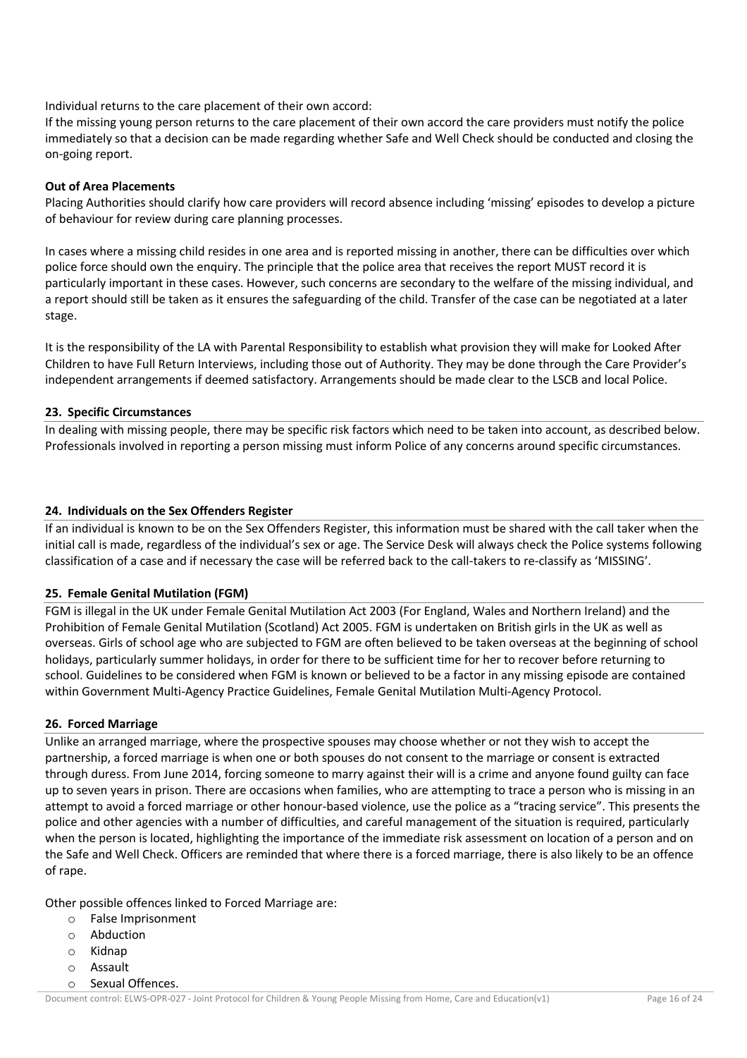Individual returns to the care placement of their own accord:
If the missing young person returns to the care placement of their own accord the care providers must notify the police immediately so that a decision can be made regarding whether Safe and Well Check should be conducted and closing the on-going report.

**Out of Area Placements**
Placing Authorities should clarify how care providers will record absence including 'missing' episodes to develop a picture of behaviour for review during care planning processes.

In cases where a missing child resides in one area and is reported missing in another, there can be difficulties over which police force should own the enquiry. The principle that the police area that receives the report MUST record it is particularly important in these cases. However, such concerns are secondary to the welfare of the missing individual, and a report should still be taken as it ensures the safeguarding of the child. Transfer of the case can be negotiated at a later stage.

It is the responsibility of the LA with Parental Responsibility to establish what provision they will make for Looked After Children to have Full Return Interviews, including those out of Authority. They may be done through the Care Provider's independent arrangements if deemed satisfactory. Arrangements should be made clear to the LSCB and local Police.

## 23. Specific Circumstances

In dealing with missing people, there may be specific risk factors which need to be taken into account, as described below. Professionals involved in reporting a person missing must inform Police of any concerns around specific circumstances.

## 24. Individuals on the Sex Offenders Register

If an individual is known to be on the Sex Offenders Register, this information must be shared with the call taker when the initial call is made, regardless of the individual's sex or age. The Service Desk will always check the Police systems following classification of a case and if necessary the case will be referred back to the call-takers to re-classify as 'MISSING'.

## 25. Female Genital Mutilation (FGM)

FGM is illegal in the UK under Female Genital Mutilation Act 2003 (For England, Wales and Northern Ireland) and the Prohibition of Female Genital Mutilation (Scotland) Act 2005. FGM is undertaken on British girls in the UK as well as overseas. Girls of school age who are subjected to FGM are often believed to be taken overseas at the beginning of school holidays, particularly summer holidays, in order for there to be sufficient time for her to recover before returning to school. Guidelines to be considered when FGM is known or believed to be a factor in any missing episode are contained within Government Multi-Agency Practice Guidelines, Female Genital Mutilation Multi-Agency Protocol.

## 26. Forced Marriage

Unlike an arranged marriage, where the prospective spouses may choose whether or not they wish to accept the partnership, a forced marriage is when one or both spouses do not consent to the marriage or consent is extracted through duress. From June 2014, forcing someone to marry against their will is a crime and anyone found guilty can face up to seven years in prison. There are occasions when families, who are attempting to trace a person who is missing in an attempt to avoid a forced marriage or other honour-based violence, use the police as a "tracing service". This presents the police and other agencies with a number of difficulties, and careful management of the situation is required, particularly when the person is located, highlighting the importance of the immediate risk assessment on location of a person and on the Safe and Well Check. Officers are reminded that where there is a forced marriage, there is also likely to be an offence of rape.

Other possible offences linked to Forced Marriage are:

- False Imprisonment
- Abduction
- Kidnap
- Assault
- Sexual Offences.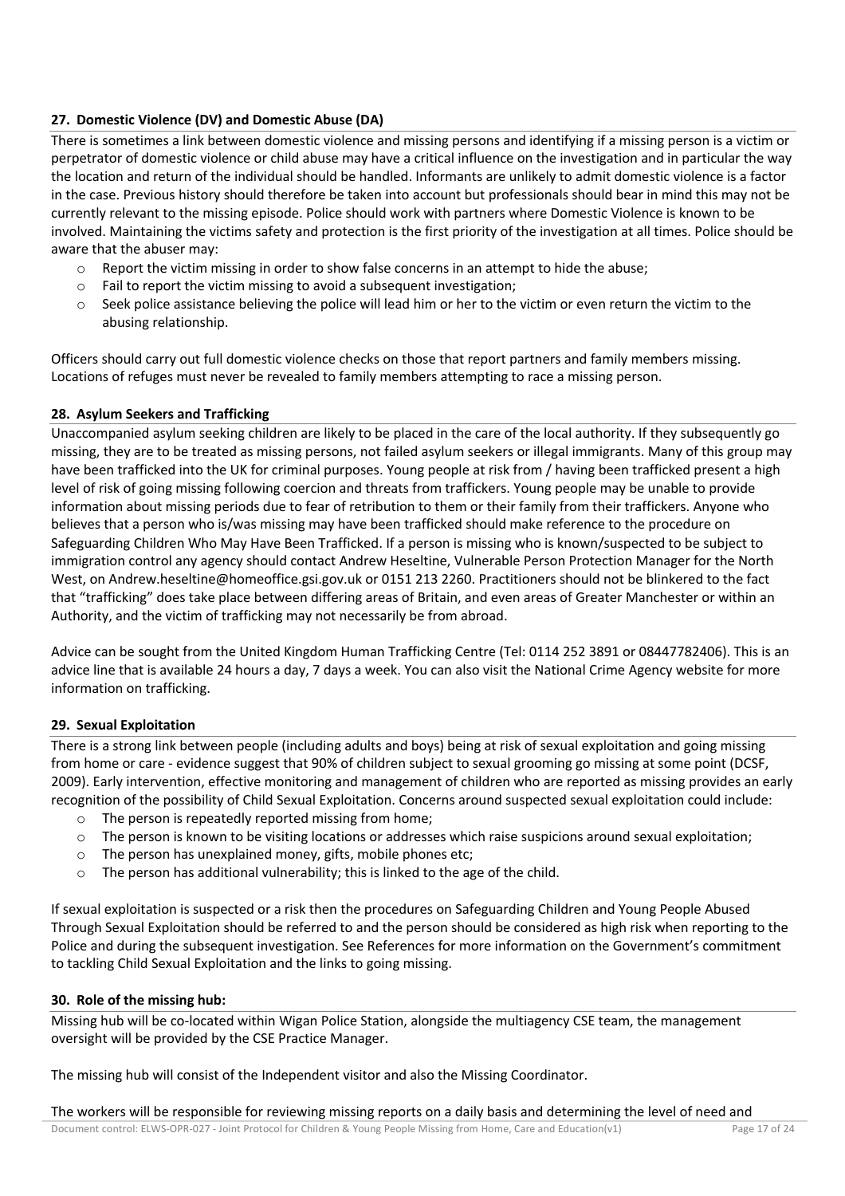### 27. Domestic Violence (DV) and Domestic Abuse (DA)

There is sometimes a link between domestic violence and missing persons and identifying if a missing person is a victim or perpetrator of domestic violence or child abuse may have a critical influence on the investigation and in particular the way the location and return of the individual should be handled. Informants are unlikely to admit domestic violence is a factor in the case. Previous history should therefore be taken into account but professionals should bear in mind this may not be currently relevant to the missing episode. Police should work with partners where Domestic Violence is known to be involved. Maintaining the victims safety and protection is the first priority of the investigation at all times. Police should be aware that the abuser may:

- Report the victim missing in order to show false concerns in an attempt to hide the abuse;
- Fail to report the victim missing to avoid a subsequent investigation;
- Seek police assistance believing the police will lead him or her to the victim or even return the victim to the abusing relationship.

Officers should carry out full domestic violence checks on those that report partners and family members missing. Locations of refuges must never be revealed to family members attempting to race a missing person.

### 28. Asylum Seekers and Trafficking

Unaccompanied asylum seeking children are likely to be placed in the care of the local authority. If they subsequently go missing, they are to be treated as missing persons, not failed asylum seekers or illegal immigrants. Many of this group may have been trafficked into the UK for criminal purposes. Young people at risk from / having been trafficked present a high level of risk of going missing following coercion and threats from traffickers. Young people may be unable to provide information about missing periods due to fear of retribution to them or their family from their traffickers. Anyone who believes that a person who is/was missing may have been trafficked should make reference to the procedure on Safeguarding Children Who May Have Been Trafficked. If a person is missing who is known/suspected to be subject to immigration control any agency should contact Andrew Heseltine, Vulnerable Person Protection Manager for the North West, on Andrew.heseltine@homeoffice.gsi.gov.uk or 0151 213 2260. Practitioners should not be blinkered to the fact that "trafficking" does take place between differing areas of Britain, and even areas of Greater Manchester or within an Authority, and the victim of trafficking may not necessarily be from abroad.

Advice can be sought from the United Kingdom Human Trafficking Centre (Tel: 0114 252 3891 or 08447782406). This is an advice line that is available 24 hours a day, 7 days a week. You can also visit the National Crime Agency website for more information on trafficking.

### 29. Sexual Exploitation

There is a strong link between people (including adults and boys) being at risk of sexual exploitation and going missing from home or care - evidence suggest that 90% of children subject to sexual grooming go missing at some point (DCSF, 2009). Early intervention, effective monitoring and management of children who are reported as missing provides an early recognition of the possibility of Child Sexual Exploitation. Concerns around suspected sexual exploitation could include:

- The person is repeatedly reported missing from home;
- The person is known to be visiting locations or addresses which raise suspicions around sexual exploitation;
- The person has unexplained money, gifts, mobile phones etc;
- The person has additional vulnerability; this is linked to the age of the child.

If sexual exploitation is suspected or a risk then the procedures on Safeguarding Children and Young People Abused Through Sexual Exploitation should be referred to and the person should be considered as high risk when reporting to the Police and during the subsequent investigation. See References for more information on the Government's commitment to tackling Child Sexual Exploitation and the links to going missing.

### 30. Role of the missing hub:

Missing hub will be co-located within Wigan Police Station, alongside the multiagency CSE team, the management oversight will be provided by the CSE Practice Manager.

The missing hub will consist of the Independent visitor and also the Missing Coordinator.

The workers will be responsible for reviewing missing reports on a daily basis and determining the level of need and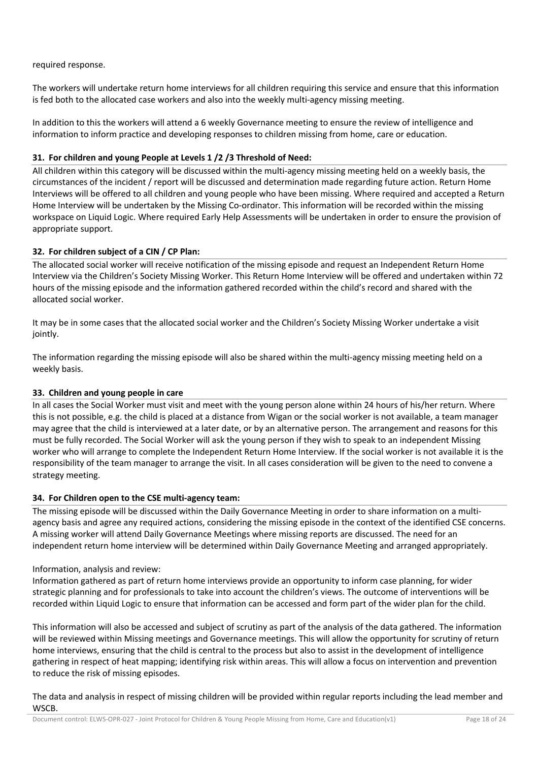required response.

The workers will undertake return home interviews for all children requiring this service and ensure that this information is fed both to the allocated case workers and also into the weekly multi-agency missing meeting.

In addition to this the workers will attend a 6 weekly Governance meeting to ensure the review of intelligence and information to inform practice and developing responses to children missing from home, care or education.

### 31. For children and young People at Levels 1 /2 /3 Threshold of Need:

All children within this category will be discussed within the multi-agency missing meeting held on a weekly basis, the circumstances of the incident / report will be discussed and determination made regarding future action. Return Home Interviews will be offered to all children and young people who have been missing. Where required and accepted a Return Home Interview will be undertaken by the Missing Co-ordinator. This information will be recorded within the missing workspace on Liquid Logic. Where required Early Help Assessments will be undertaken in order to ensure the provision of appropriate support.

### 32. For children subject of a CIN / CP Plan:

The allocated social worker will receive notification of the missing episode and request an Independent Return Home Interview via the Children's Society Missing Worker. This Return Home Interview will be offered and undertaken within 72 hours of the missing episode and the information gathered recorded within the child's record and shared with the allocated social worker.

It may be in some cases that the allocated social worker and the Children's Society Missing Worker undertake a visit jointly.

The information regarding the missing episode will also be shared within the multi-agency missing meeting held on a weekly basis.

### 33. Children and young people in care

In all cases the Social Worker must visit and meet with the young person alone within 24 hours of his/her return. Where this is not possible, e.g. the child is placed at a distance from Wigan or the social worker is not available, a team manager may agree that the child is interviewed at a later date, or by an alternative person. The arrangement and reasons for this must be fully recorded. The Social Worker will ask the young person if they wish to speak to an independent Missing worker who will arrange to complete the Independent Return Home Interview. If the social worker is not available it is the responsibility of the team manager to arrange the visit. In all cases consideration will be given to the need to convene a strategy meeting.

### 34. For Children open to the CSE multi-agency team:

The missing episode will be discussed within the Daily Governance Meeting in order to share information on a multi-agency basis and agree any required actions, considering the missing episode in the context of the identified CSE concerns. A missing worker will attend Daily Governance Meetings where missing reports are discussed. The need for an independent return home interview will be determined within Daily Governance Meeting and arranged appropriately.

Information, analysis and review:
Information gathered as part of return home interviews provide an opportunity to inform case planning, for wider strategic planning and for professionals to take into account the children's views. The outcome of interventions will be recorded within Liquid Logic to ensure that information can be accessed and form part of the wider plan for the child.

This information will also be accessed and subject of scrutiny as part of the analysis of the data gathered. The information will be reviewed within Missing meetings and Governance meetings. This will allow the opportunity for scrutiny of return home interviews, ensuring that the child is central to the process but also to assist in the development of intelligence gathering in respect of heat mapping; identifying risk within areas. This will allow a focus on intervention and prevention to reduce the risk of missing episodes.

The data and analysis in respect of missing children will be provided within regular reports including the lead member and WSCB.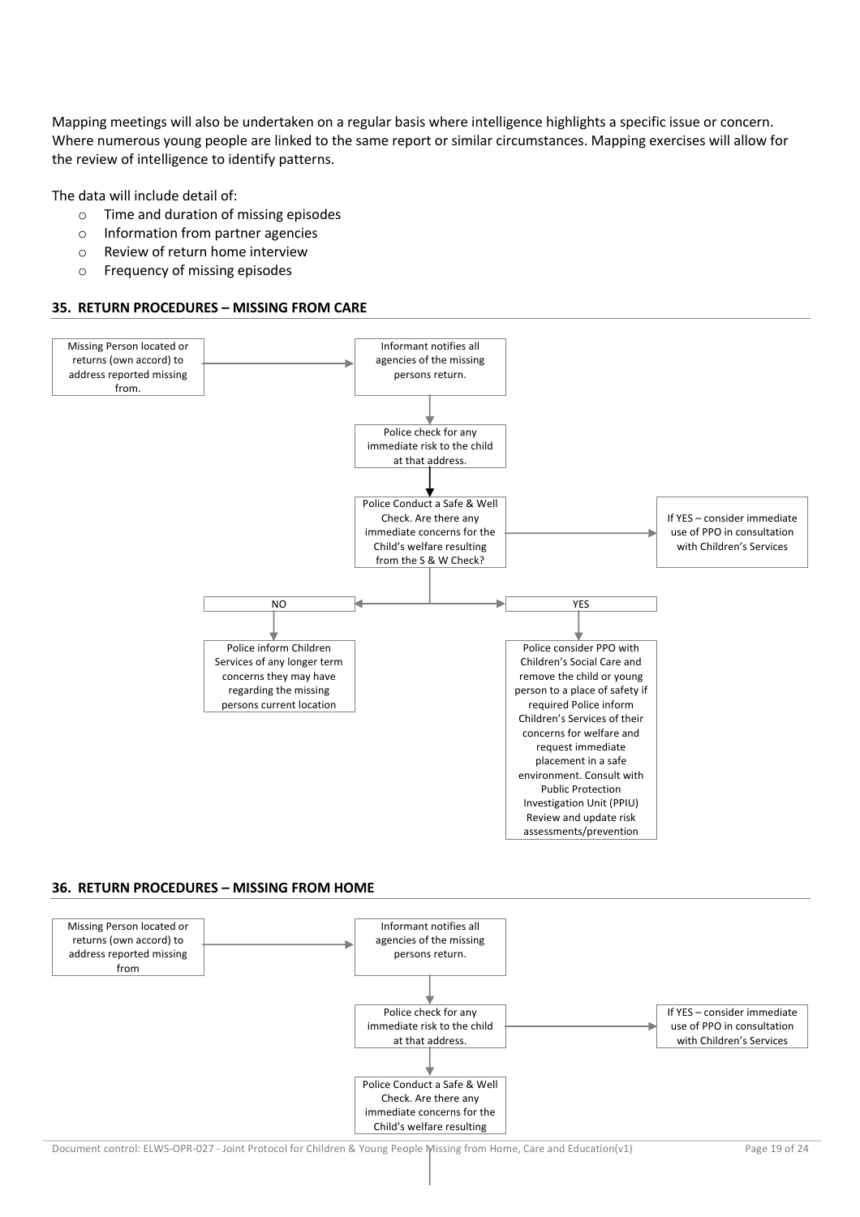Mapping meetings will also be undertaken on a regular basis where intelligence highlights a specific issue or concern. Where numerous young people are linked to the same report or similar circumstances. Mapping exercises will allow for the review of intelligence to identify patterns.

The data will include detail of:

- Time and duration of missing episodes
- Information from partner agencies
- Review of return home interview
- Frequency of missing episodes

## 35. RETURN PROCEDURES – MISSING FROM CARE

Missing Person located or returns (own accord) to address reported missing from.

→ Informant notifies all agencies of the missing persons return.

→ Police check for any immediate risk to the child at that address.

→ Police Conduct a Safe & Well Check. Are there any immediate concerns for the Child's welfare resulting from the S & W Check?

→ If YES – consider immediate use of PPO in consultation with Children's Services

NO → Police inform Children Services of any longer term concerns they may have regarding the missing persons current location

YES → Police consider PPO with Children's Social Care and remove the child or young person to a place of safety if required Police inform Children's Services of their concerns for welfare and request immediate placement in a safe environment. Consult with Public Protection Investigation Unit (PPIU) Review and update risk assessments/prevention

## 36. RETURN PROCEDURES – MISSING FROM HOME

Missing Person located or returns (own accord) to address reported missing from

→ Informant notifies all agencies of the missing persons return.

→ Police check for any immediate risk to the child at that address.

→ If YES – consider immediate use of PPO in consultation with Children's Services

→ Police Conduct a Safe & Well Check. Are there any immediate concerns for the Child's welfare resulting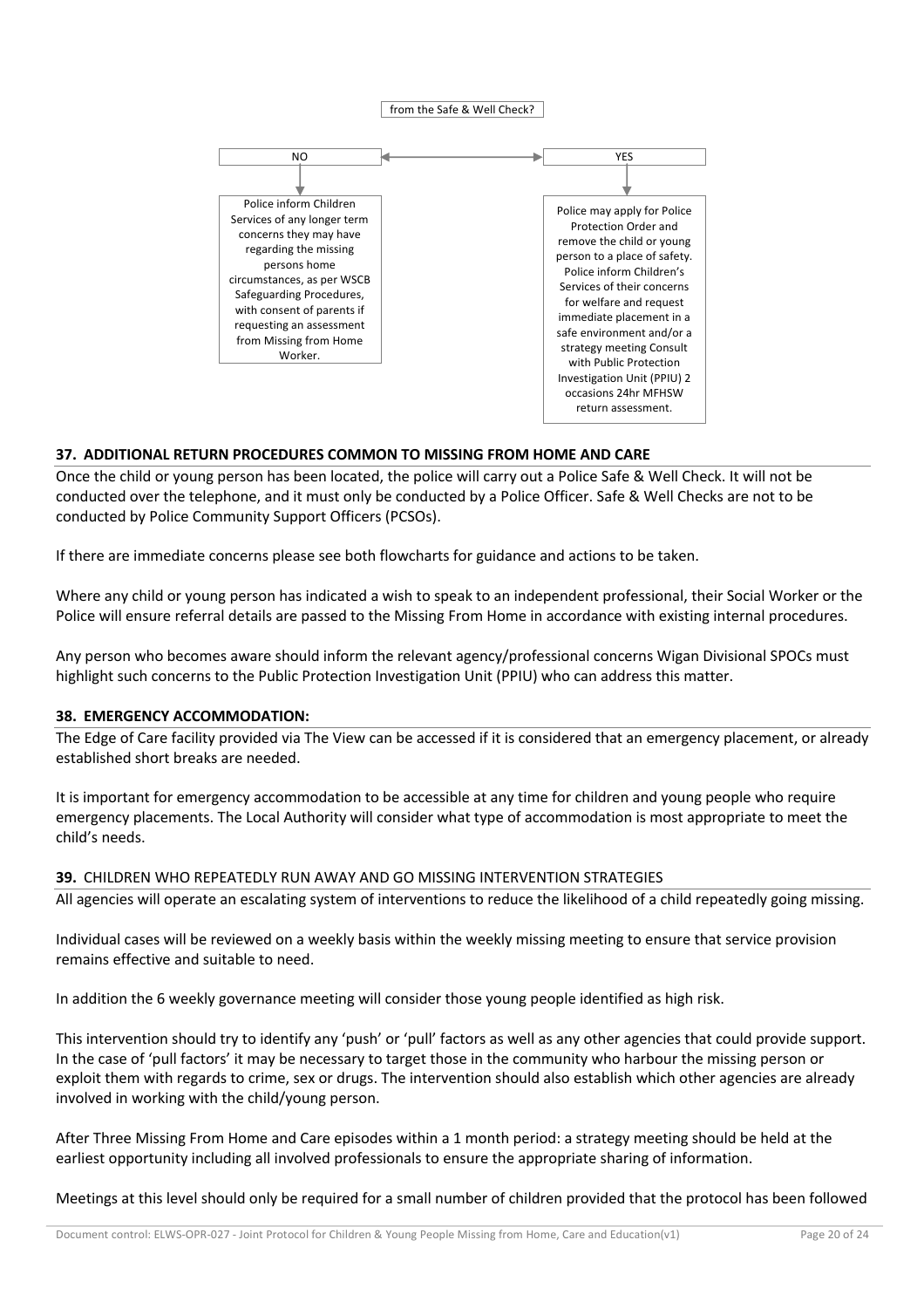from the Safe & Well Check?

NO

Police inform Children Services of any longer term concerns they may have regarding the missing persons home circumstances, as per WSCB Safeguarding Procedures, with consent of parents if requesting an assessment from Missing from Home Worker.

YES

Police may apply for Police Protection Order and remove the child or young person to a place of safety. Police inform Children's Services of their concerns for welfare and request immediate placement in a safe environment and/or a strategy meeting Consult with Public Protection Investigation Unit (PPIU) 2 occasions 24hr MFHSW return assessment.

## 37. ADDITIONAL RETURN PROCEDURES COMMON TO MISSING FROM HOME AND CARE

Once the child or young person has been located, the police will carry out a Police Safe & Well Check. It will not be conducted over the telephone, and it must only be conducted by a Police Officer. Safe & Well Checks are not to be conducted by Police Community Support Officers (PCSOs).

If there are immediate concerns please see both flowcharts for guidance and actions to be taken.

Where any child or young person has indicated a wish to speak to an independent professional, their Social Worker or the Police will ensure referral details are passed to the Missing From Home in accordance with existing internal procedures.

Any person who becomes aware should inform the relevant agency/professional concerns Wigan Divisional SPOCs must highlight such concerns to the Public Protection Investigation Unit (PPIU) who can address this matter.

## 38. EMERGENCY ACCOMMODATION:

The Edge of Care facility provided via The View can be accessed if it is considered that an emergency placement, or already established short breaks are needed.

It is important for emergency accommodation to be accessible at any time for children and young people who require emergency placements. The Local Authority will consider what type of accommodation is most appropriate to meet the child's needs.

## 39. CHILDREN WHO REPEATEDLY RUN AWAY AND GO MISSING INTERVENTION STRATEGIES

All agencies will operate an escalating system of interventions to reduce the likelihood of a child repeatedly going missing.

Individual cases will be reviewed on a weekly basis within the weekly missing meeting to ensure that service provision remains effective and suitable to need.

In addition the 6 weekly governance meeting will consider those young people identified as high risk.

This intervention should try to identify any 'push' or 'pull' factors as well as any other agencies that could provide support. In the case of 'pull factors' it may be necessary to target those in the community who harbour the missing person or exploit them with regards to crime, sex or drugs. The intervention should also establish which other agencies are already involved in working with the child/young person.

After Three Missing From Home and Care episodes within a 1 month period: a strategy meeting should be held at the earliest opportunity including all involved professionals to ensure the appropriate sharing of information.

Meetings at this level should only be required for a small number of children provided that the protocol has been followed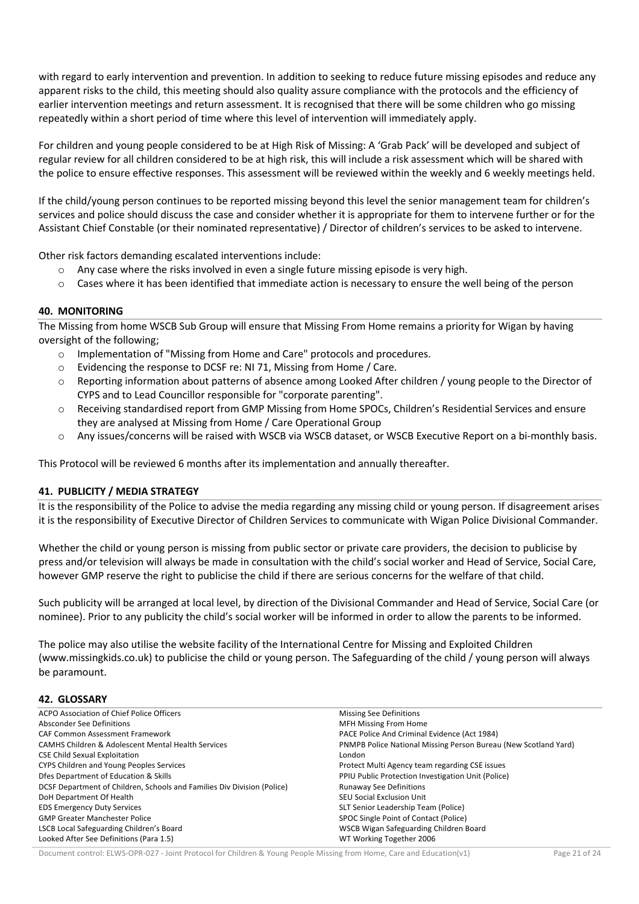with regard to early intervention and prevention. In addition to seeking to reduce future missing episodes and reduce any apparent risks to the child, this meeting should also quality assure compliance with the protocols and the efficiency of earlier intervention meetings and return assessment. It is recognised that there will be some children who go missing repeatedly within a short period of time where this level of intervention will immediately apply.

For children and young people considered to be at High Risk of Missing: A 'Grab Pack' will be developed and subject of regular review for all children considered to be at high risk, this will include a risk assessment which will be shared with the police to ensure effective responses. This assessment will be reviewed within the weekly and 6 weekly meetings held.

If the child/young person continues to be reported missing beyond this level the senior management team for children's services and police should discuss the case and consider whether it is appropriate for them to intervene further or for the Assistant Chief Constable (or their nominated representative) / Director of children's services to be asked to intervene.

Other risk factors demanding escalated interventions include:

- Any case where the risks involved in even a single future missing episode is very high.
- Cases where it has been identified that immediate action is necessary to ensure the well being of the person

## 40. MONITORING

The Missing from home WSCB Sub Group will ensure that Missing From Home remains a priority for Wigan by having oversight of the following;

- Implementation of "Missing from Home and Care" protocols and procedures.
- Evidencing the response to DCSF re: NI 71, Missing from Home / Care.
- Reporting information about patterns of absence among Looked After children / young people to the Director of CYPS and to Lead Councillor responsible for "corporate parenting".
- Receiving standardised report from GMP Missing from Home SPOCs, Children's Residential Services and ensure they are analysed at Missing from Home / Care Operational Group
- Any issues/concerns will be raised with WSCB via WSCB dataset, or WSCB Executive Report on a bi-monthly basis.

This Protocol will be reviewed 6 months after its implementation and annually thereafter.

## 41. PUBLICITY / MEDIA STRATEGY

It is the responsibility of the Police to advise the media regarding any missing child or young person. If disagreement arises it is the responsibility of Executive Director of Children Services to communicate with Wigan Police Divisional Commander.

Whether the child or young person is missing from public sector or private care providers, the decision to publicise by press and/or television will always be made in consultation with the child's social worker and Head of Service, Social Care, however GMP reserve the right to publicise the child if there are serious concerns for the welfare of that child.

Such publicity will be arranged at local level, by direction of the Divisional Commander and Head of Service, Social Care (or nominee). Prior to any publicity the child's social worker will be informed in order to allow the parents to be informed.

The police may also utilise the website facility of the International Centre for Missing and Exploited Children (www.missingkids.co.uk) to publicise the child or young person. The Safeguarding of the child / young person will always be paramount.

## 42. GLOSSARY

ACPO Association of Chief Police Officers
Absconder See Definitions
CAF Common Assessment Framework
CAMHS Children & Adolescent Mental Health Services
CSE Child Sexual Exploitation
CYPS Children and Young Peoples Services
Dfes Department of Education & Skills
DCSF Department of Children, Schools and Families Div Division (Police)
DoH Department Of Health
EDS Emergency Duty Services
GMP Greater Manchester Police
LSCB Local Safeguarding Children's Board
Looked After See Definitions (Para 1.5)
Missing See Definitions
MFH Missing From Home
PACE Police And Criminal Evidence (Act 1984)
PNMPB Police National Missing Person Bureau (New Scotland Yard) London
Protect Multi Agency team regarding CSE issues
PPIU Public Protection Investigation Unit (Police)
Runaway See Definitions
SEU Social Exclusion Unit
SLT Senior Leadership Team (Police)
SPOC Single Point of Contact (Police)
WSCB Wigan Safeguarding Children Board
WT Working Together 2006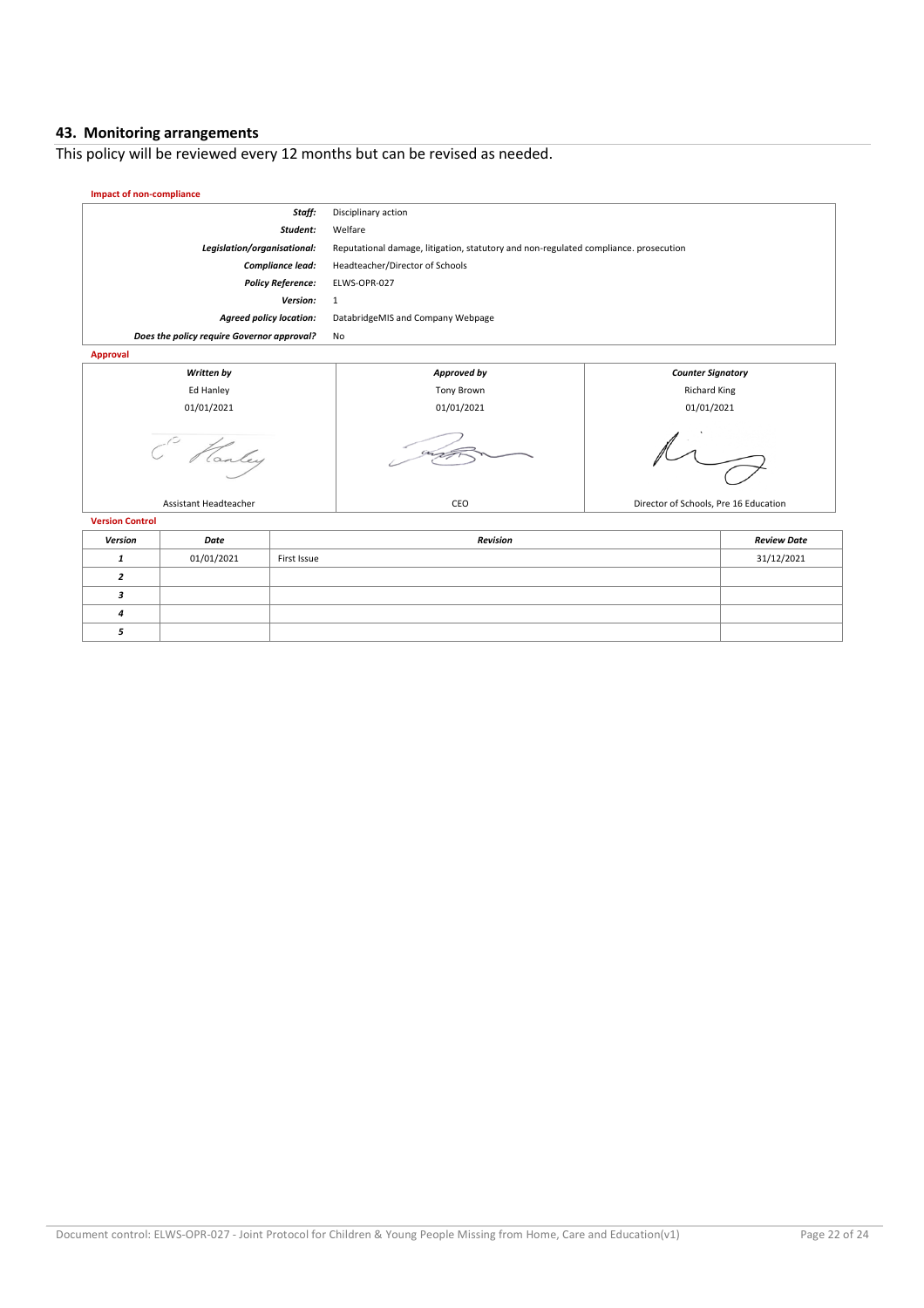## 43. Monitoring arrangements

This policy will be reviewed every 12 months but can be revised as needed.

**Impact of non-compliance**

| | |
|---|---|
| ***Staff:*** | Disciplinary action |
| ***Student:*** | Welfare |
| ***Legislation/organisational:*** | Reputational damage, litigation, statutory and non-regulated compliance. prosecution |
| ***Compliance lead:*** | Headteacher/Director of Schools |
| ***Policy Reference:*** | ELWS-OPR-027 |
| ***Version:*** | 1 |
| ***Agreed policy location:*** | DatabridgeMIS and Company Webpage |
| ***Does the policy require Governor approval?*** | No |

**Approval**

| ***Written by*** | ***Approved by*** | ***Counter Signatory*** |
|---|---|---|
| Ed Hanley | Tony Brown | Richard King |
| 01/01/2021 | 01/01/2021 | 01/01/2021 |
| | | |
| Assistant Headteacher | CEO | Director of Schools, Pre 16 Education |

**Version Control**

| ***Version*** | ***Date*** | ***Revision*** | ***Review Date*** |
|---|---|---|---|
| ***1*** | 01/01/2021 | First Issue | 31/12/2021 |
| ***2*** | | | |
| ***3*** | | | |
| ***4*** | | | |
| ***5*** | | | |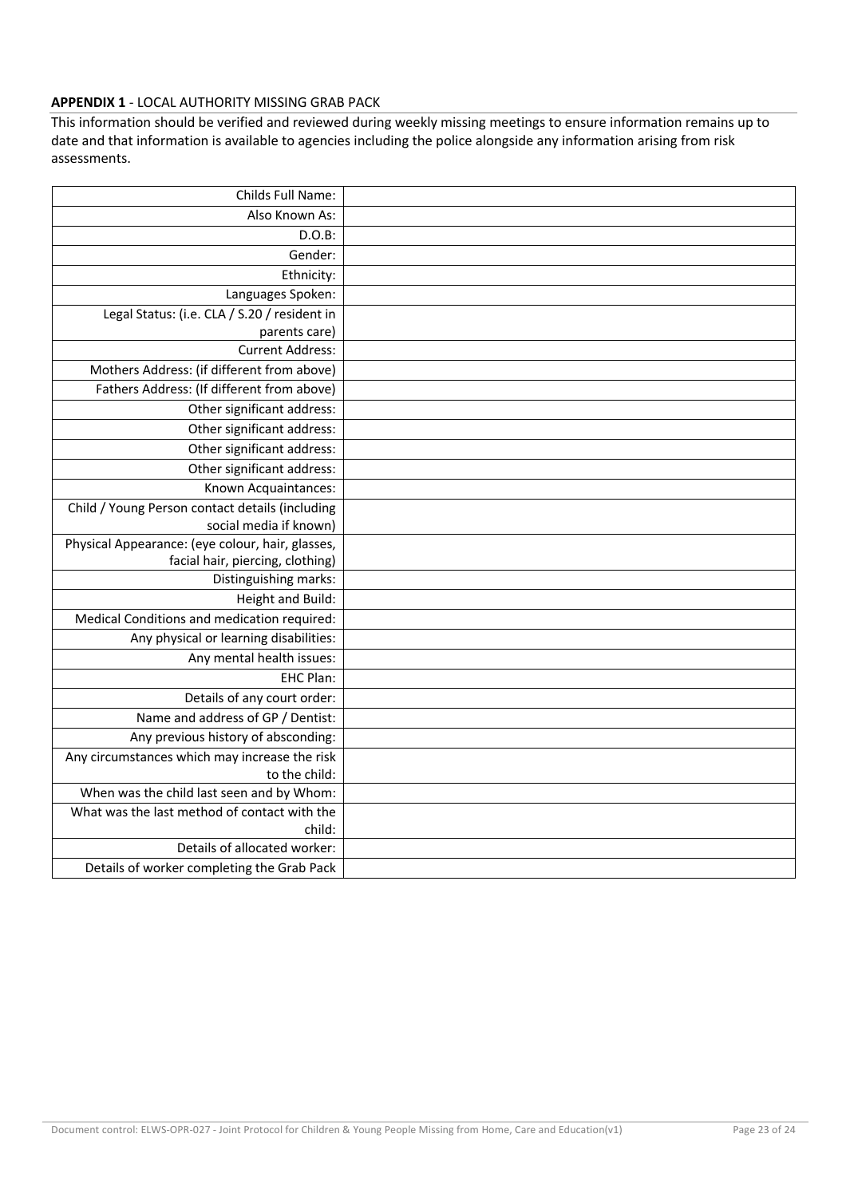**APPENDIX 1** - LOCAL AUTHORITY MISSING GRAB PACK

This information should be verified and reviewed during weekly missing meetings to ensure information remains up to date and that information is available to agencies including the police alongside any information arising from risk assessments.

| | |
|---:|---|
| Childs Full Name: | |
| Also Known As: | |
| D.O.B: | |
| Gender: | |
| Ethnicity: | |
| Languages Spoken: | |
| Legal Status: (i.e. CLA / S.20 / resident in parents care) | |
| Current Address: | |
| Mothers Address: (if different from above) | |
| Fathers Address: (If different from above) | |
| Other significant address: | |
| Other significant address: | |
| Other significant address: | |
| Known Acquaintances: | |
| Child / Young Person contact details (including social media if known) | |
| Physical Appearance: (eye colour, hair, glasses, facial hair, piercing, clothing) | |
| Distinguishing marks: | |
| Height and Build: | |
| Medical Conditions and medication required: | |
| Any physical or learning disabilities: | |
| Any mental health issues: | |
| EHC Plan: | |
| Details of any court order: | |
| Name and address of GP / Dentist: | |
| Any previous history of absconding: | |
| Any circumstances which may increase the risk to the child: | |
| When was the child last seen and by Whom: | |
| What was the last method of contact with the child: | |
| Details of allocated worker: | |
| Details of worker completing the Grab Pack | |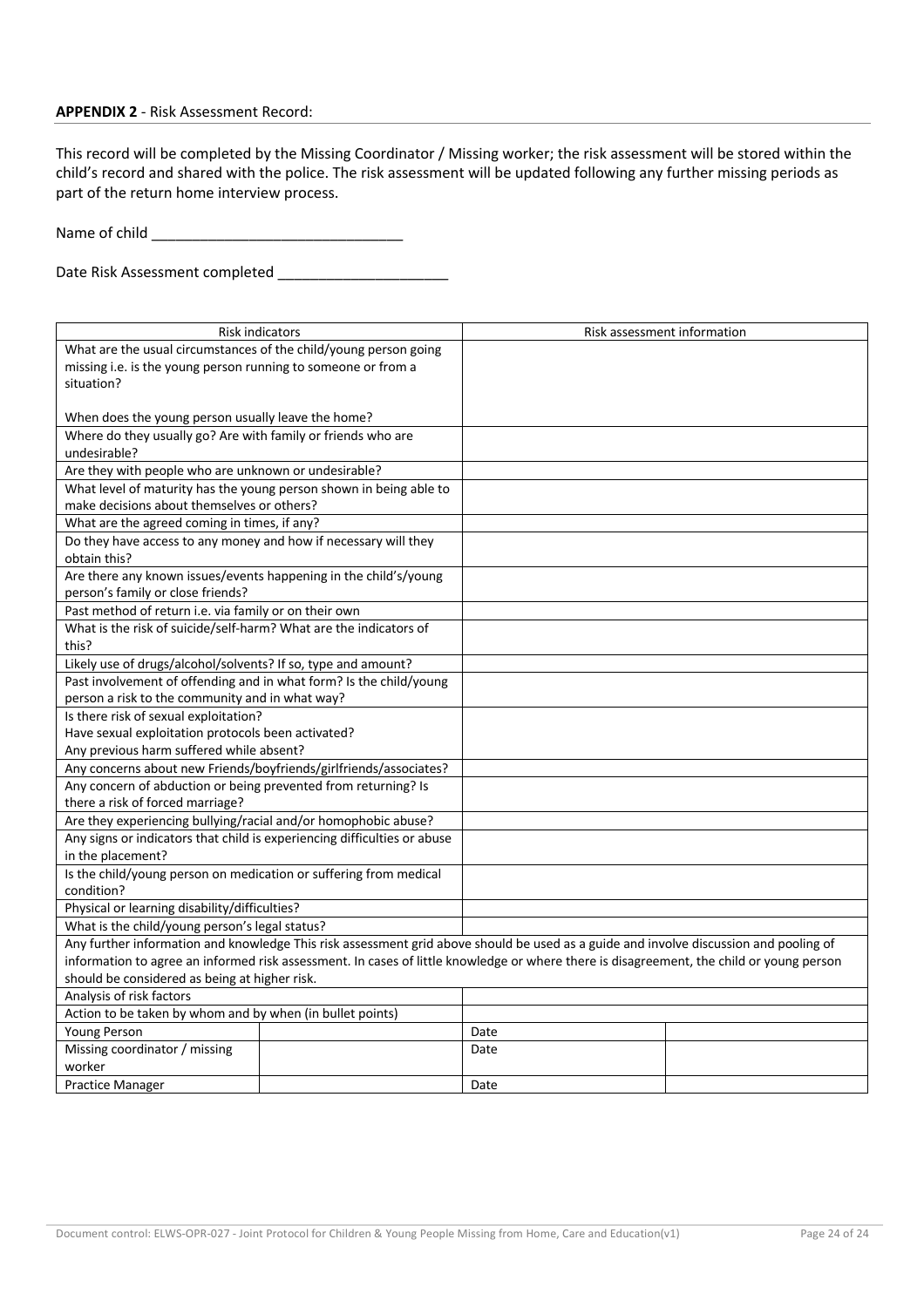**APPENDIX 2** - Risk Assessment Record:

This record will be completed by the Missing Coordinator / Missing worker; the risk assessment will be stored within the child's record and shared with the police. The risk assessment will be updated following any further missing periods as part of the return home interview process.

Name of child ______________________________

Date Risk Assessment completed ____________________

| Risk indicators | | Risk assessment information | |
|---|---|---|---|
| What are the usual circumstances of the child/young person going missing i.e. is the young person running to someone or from a situation?<br><br>When does the young person usually leave the home? | | | |
| Where do they usually go? Are with family or friends who are undesirable? | | | |
| Are they with people who are unknown or undesirable? | | | |
| What level of maturity has the young person shown in being able to make decisions about themselves or others? | | | |
| What are the agreed coming in times, if any? | | | |
| Do they have access to any money and how if necessary will they obtain this? | | | |
| Are there any known issues/events happening in the child's/young person's family or close friends? | | | |
| Past method of return i.e. via family or on their own | | | |
| What is the risk of suicide/self-harm? What are the indicators of this? | | | |
| Likely use of drugs/alcohol/solvents? If so, type and amount? | | | |
| Past involvement of offending and in what form? Is the child/young person a risk to the community and in what way? | | | |
| Is there risk of sexual exploitation?<br>Have sexual exploitation protocols been activated?<br>Any previous harm suffered while absent? | | | |
| Any concerns about new Friends/boyfriends/girlfriends/associates? | | | |
| Any concern of abduction or being prevented from returning? Is there a risk of forced marriage? | | | |
| Are they experiencing bullying/racial and/or homophobic abuse? | | | |
| Any signs or indicators that child is experiencing difficulties or abuse in the placement? | | | |
| Is the child/young person on medication or suffering from medical condition? | | | |
| Physical or learning disability/difficulties? | | | |
| What is the child/young person's legal status? | | | |
| Any further information and knowledge This risk assessment grid above should be used as a guide and involve discussion and pooling of information to agree an informed risk assessment. In cases of little knowledge or where there is disagreement, the child or young person should be considered as being at higher risk. | | | |
| Analysis of risk factors | | | |
| Action to be taken by whom and by when (in bullet points) | | | |
| Young Person | | Date | |
| Missing coordinator / missing worker | | Date | |
| Practice Manager | | Date | |